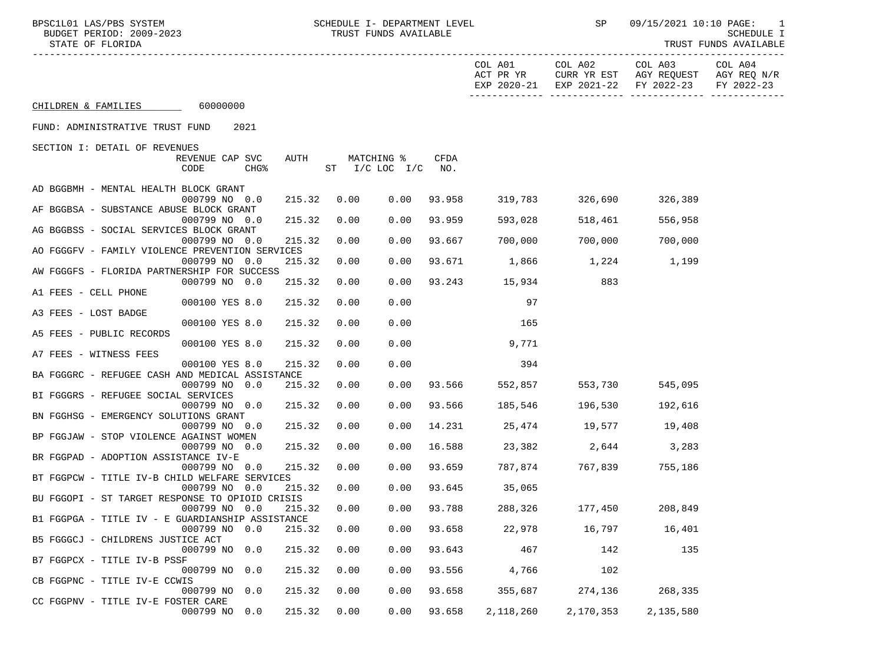BPSC1L01 LAS/PBS SYSTEM — SCHEDULE I- DEPARTMENT LEVEL — TRUST FUNDS AVAILABLE — SP 09/15/2021 10:10

BUDGET PERIOD: 2009-2023 — SCHEDULE I

STATE OF FLORIDA — TRUST FUNDS AVAILABLE

CHILDREN & FAMILIES 60000000

FUND: ADMINISTRATIVE TRUST FUND 2021

SECTION I: DETAIL OF REVENUES

| | REVENUE CODE | CAP CHG% | SVC | AUTH | ST | MATCHING % I/C LOC | I/C | CFDA NO. | COL A01 ACT PR YR EXP 2020-21 | COL A02 CURR YR EST EXP 2021-22 | COL A03 AGY REQUEST FY 2022-23 | COL A04 AGY REQ N/R FY 2022-23 |
|---|---|---|---|---|---|---|---|---|---|---|---|---|
| AD BGGBMH - MENTAL HEALTH BLOCK GRANT | 000799 | NO | 0.0 | 215.32 | 0.00 | 0.00 | | 93.958 | 319,783 | 326,690 | 326,389 | |
| AF BGGBSA - SUBSTANCE ABUSE BLOCK GRANT | 000799 | NO | 0.0 | 215.32 | 0.00 | 0.00 | | 93.959 | 593,028 | 518,461 | 556,958 | |
| AG BGGBSS - SOCIAL SERVICES BLOCK GRANT | 000799 | NO | 0.0 | 215.32 | 0.00 | 0.00 | | 93.667 | 700,000 | 700,000 | 700,000 | |
| AO FGGGFV - FAMILY VIOLENCE PREVENTION SERVICES | 000799 | NO | 0.0 | 215.32 | 0.00 | 0.00 | | 93.671 | 1,866 | 1,224 | 1,199 | |
| AW FGGGFS - FLORIDA PARTNERSHIP FOR SUCCESS | 000799 | NO | 0.0 | 215.32 | 0.00 | 0.00 | | 93.243 | 15,934 | 883 | | |
| A1 FEES - CELL PHONE | 000100 | YES | 8.0 | 215.32 | 0.00 | 0.00 | | | 97 | | | |
| A3 FEES - LOST BADGE | 000100 | YES | 8.0 | 215.32 | 0.00 | 0.00 | | | 165 | | | |
| A5 FEES - PUBLIC RECORDS | 000100 | YES | 8.0 | 215.32 | 0.00 | 0.00 | | | 9,771 | | | |
| A7 FEES - WITNESS FEES | 000100 | YES | 8.0 | 215.32 | 0.00 | 0.00 | | | 394 | | | |
| BA FGGGRC - REFUGEE CASH AND MEDICAL ASSISTANCE | 000799 | NO | 0.0 | 215.32 | 0.00 | 0.00 | | 93.566 | 552,857 | 553,730 | 545,095 | |
| BI FGGGRS - REFUGEE SOCIAL SERVICES | 000799 | NO | 0.0 | 215.32 | 0.00 | 0.00 | | 93.566 | 185,546 | 196,530 | 192,616 | |
| BN FGGHSG - EMERGENCY SOLUTIONS GRANT | 000799 | NO | 0.0 | 215.32 | 0.00 | 0.00 | | 14.231 | 25,474 | 19,577 | 19,408 | |
| BP FGGJAW - STOP VIOLENCE AGAINST WOMEN | 000799 | NO | 0.0 | 215.32 | 0.00 | 0.00 | | 16.588 | 23,382 | 2,644 | 3,283 | |
| BR FGGPAD - ADOPTION ASSISTANCE IV-E | 000799 | NO | 0.0 | 215.32 | 0.00 | 0.00 | | 93.659 | 787,874 | 767,839 | 755,186 | |
| BT FGGPCW - TITLE IV-B CHILD WELFARE SERVICES | 000799 | NO | 0.0 | 215.32 | 0.00 | 0.00 | | 93.645 | 35,065 | | | |
| BU FGGOPI - ST TARGET RESPONSE TO OPIOID CRISIS | 000799 | NO | 0.0 | 215.32 | 0.00 | 0.00 | | 93.788 | 288,326 | 177,450 | 208,849 | |
| B1 FGGPGA - TITLE IV - E GUARDIANSHIP ASSISTANCE | 000799 | NO | 0.0 | 215.32 | 0.00 | 0.00 | | 93.658 | 22,978 | 16,797 | 16,401 | |
| B5 FGGGCJ - CHILDRENS JUSTICE ACT | 000799 | NO | 0.0 | 215.32 | 0.00 | 0.00 | | 93.643 | 467 | 142 | 135 | |
| B7 FGGPCX - TITLE IV-B PSSF | 000799 | NO | 0.0 | 215.32 | 0.00 | 0.00 | | 93.556 | 4,766 | 102 | | |
| CB FGGPNC - TITLE IV-E CCWIS | 000799 | NO | 0.0 | 215.32 | 0.00 | 0.00 | | 93.658 | 355,687 | 274,136 | 268,335 | |
| CC FGGPNV - TITLE IV-E FOSTER CARE | 000799 | NO | 0.0 | 215.32 | 0.00 | 0.00 | | 93.658 | 2,118,260 | 2,170,353 | 2,135,580 | |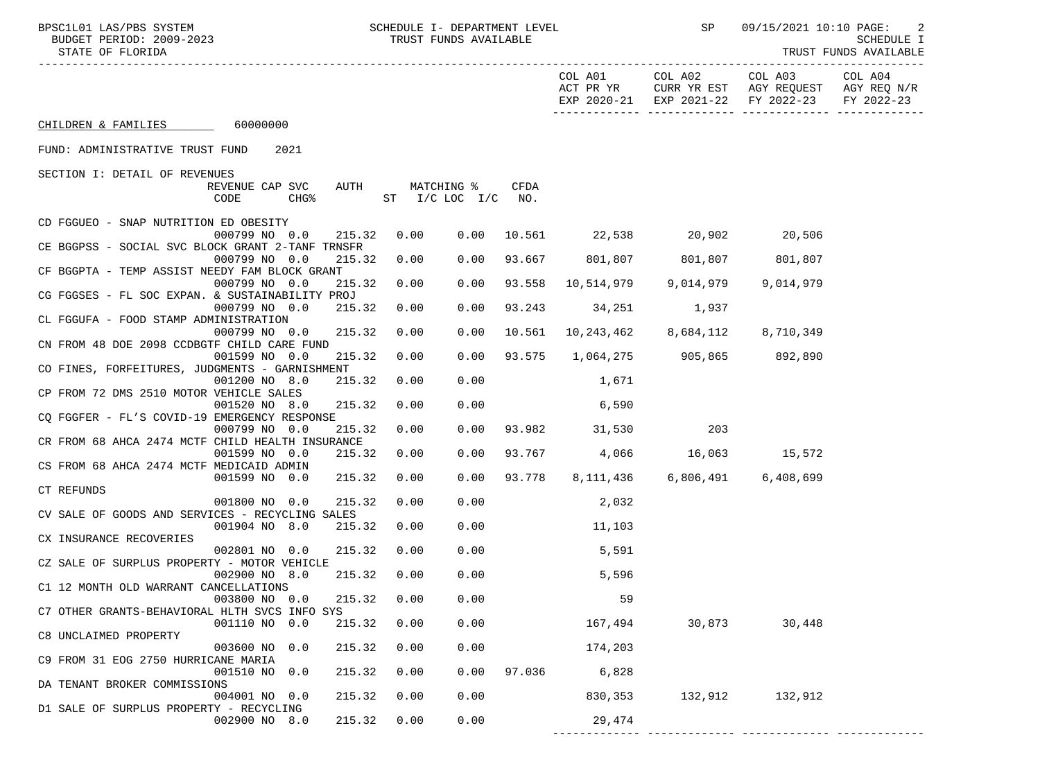CHILDREN & FAMILIES 60000000

FUND: ADMINISTRATIVE TRUST FUND 2021

SECTION I: DETAIL OF REVENUES

| | REVENUE CODE | CAP | SVC CHG% | AUTH | MATCHING % ST | I/C LOC | I/C | CFDA NO. | COL A01 ACT PR YR EXP 2020-21 | COL A02 CURR YR EST EXP 2021-22 | COL A03 AGY REQUEST FY 2022-23 | COL A04 AGY REQ N/R FY 2022-23 |
|---|---|---|---|---|---|---|---|---|---|---|---|---|
| CD FGGUEO - SNAP NUTRITION ED OBESITY | 000799 | NO | 0.0 | 215.32 | 0.00 | | 0.00 | 10.561 | 22,538 | 20,902 | 20,506 | |
| CE BGGPSS - SOCIAL SVC BLOCK GRANT 2-TANF TRNSFR | 000799 | NO | 0.0 | 215.32 | 0.00 | | 0.00 | 93.667 | 801,807 | 801,807 | 801,807 | |
| CF BGGPTA - TEMP ASSIST NEEDY FAM BLOCK GRANT | 000799 | NO | 0.0 | 215.32 | 0.00 | | 0.00 | 93.558 | 10,514,979 | 9,014,979 | 9,014,979 | |
| CG FGGSES - FL SOC EXPAN. & SUSTAINABILITY PROJ | 000799 | NO | 0.0 | 215.32 | 0.00 | | 0.00 | 93.243 | 34,251 | 1,937 | | |
| CL FGGUFA - FOOD STAMP ADMINISTRATION | 000799 | NO | 0.0 | 215.32 | 0.00 | | 0.00 | 10.561 | 10,243,462 | 8,684,112 | 8,710,349 | |
| CN FROM 48 DOE 2098 CCDBGTF CHILD CARE FUND | 001599 | NO | 0.0 | 215.32 | 0.00 | | 0.00 | 93.575 | 1,064,275 | 905,865 | 892,890 | |
| CO FINES, FORFEITURES, JUDGMENTS - GARNISHMENT | 001200 | NO | 8.0 | 215.32 | 0.00 | | 0.00 | | 1,671 | | | |
| CP FROM 72 DMS 2510 MOTOR VEHICLE SALES | 001520 | NO | 8.0 | 215.32 | 0.00 | | 0.00 | | 6,590 | | | |
| CQ FGGFER - FL'S COVID-19 EMERGENCY RESPONSE | 000799 | NO | 0.0 | 215.32 | 0.00 | | 0.00 | 93.982 | 31,530 | 203 | | |
| CR FROM 68 AHCA 2474 MCTF CHILD HEALTH INSURANCE | 001599 | NO | 0.0 | 215.32 | 0.00 | | 0.00 | 93.767 | 4,066 | 16,063 | 15,572 | |
| CS FROM 68 AHCA 2474 MCTF MEDICAID ADMIN | 001599 | NO | 0.0 | 215.32 | 0.00 | | 0.00 | 93.778 | 8,111,436 | 6,806,491 | 6,408,699 | |
| CT REFUNDS | 001800 | NO | 0.0 | 215.32 | 0.00 | | 0.00 | | 2,032 | | | |
| CV SALE OF GOODS AND SERVICES - RECYCLING SALES | 001904 | NO | 8.0 | 215.32 | 0.00 | | 0.00 | | 11,103 | | | |
| CX INSURANCE RECOVERIES | 002801 | NO | 0.0 | 215.32 | 0.00 | | 0.00 | | 5,591 | | | |
| CZ SALE OF SURPLUS PROPERTY - MOTOR VEHICLE | 002900 | NO | 8.0 | 215.32 | 0.00 | | 0.00 | | 5,596 | | | |
| C1 12 MONTH OLD WARRANT CANCELLATIONS | 003800 | NO | 0.0 | 215.32 | 0.00 | | 0.00 | | 59 | | | |
| C7 OTHER GRANTS-BEHAVIORAL HLTH SVCS INFO SYS | 001110 | NO | 0.0 | 215.32 | 0.00 | | 0.00 | | 167,494 | 30,873 | 30,448 | |
| C8 UNCLAIMED PROPERTY | 003600 | NO | 0.0 | 215.32 | 0.00 | | 0.00 | | 174,203 | | | |
| C9 FROM 31 EOG 2750 HURRICANE MARIA | 001510 | NO | 0.0 | 215.32 | 0.00 | | 0.00 | 97.036 | 6,828 | | | |
| DA TENANT BROKER COMMISSIONS | 004001 | NO | 0.0 | 215.32 | 0.00 | | 0.00 | | 830,353 | 132,912 | 132,912 | |
| D1 SALE OF SURPLUS PROPERTY - RECYCLING | 002900 | NO | 8.0 | 215.32 | 0.00 | | 0.00 | | 29,474 | | | |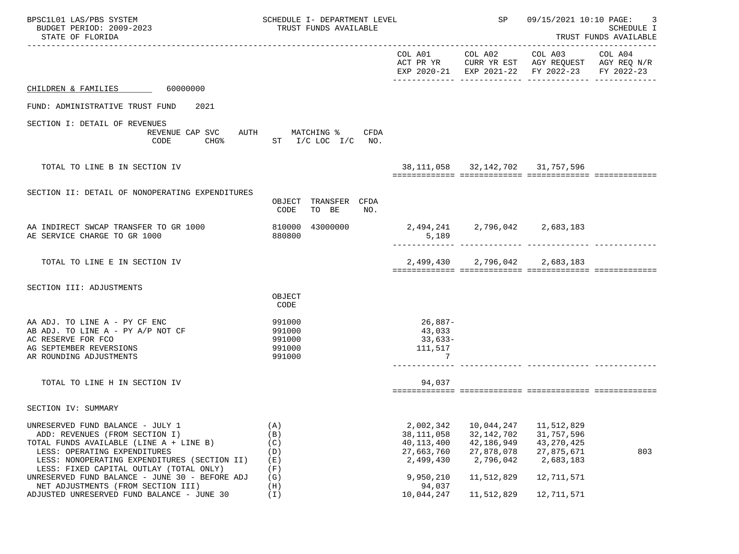BPSC1L01 LAS/PBS SYSTEM — SCHEDULE I- DEPARTMENT LEVEL — TRUST FUNDS AVAILABLE — SP 09/15/2021 10:10

BUDGET PERIOD: 2009-2023

STATE OF FLORIDA

SCHEDULE I — TRUST FUNDS AVAILABLE

**CHILDREN & FAMILIES 60000000**

**FUND: ADMINISTRATIVE TRUST FUND 2021**

## SECTION I: DETAIL OF REVENUES

REVENUE CAP SVC CODE | CHG% | AUTH ST | MATCHING % I/C LOC I/C | CFDA NO.

| | COL A01 ACT PR YR EXP 2020-21 | COL A02 CURR YR EST EXP 2021-22 | COL A03 AGY REQUEST FY 2022-23 | COL A04 AGY REQ N/R FY 2022-23 |
|---|---|---|---|---|
| TOTAL TO LINE B IN SECTION IV | 38,111,058 | 32,142,702 | 31,757,596 | |

## SECTION II: DETAIL OF NONOPERATING EXPENDITURES

| | OBJECT CODE | TRANSFER TO BE | CFDA NO. | COL A01 ACT PR YR EXP 2020-21 | COL A02 CURR YR EST EXP 2021-22 | COL A03 AGY REQUEST FY 2022-23 | COL A04 AGY REQ N/R FY 2022-23 |
|---|---|---|---|---|---|---|---|
| AA INDIRECT SWCAP TRANSFER TO GR 1000 | 810000 | 43000000 | | 2,494,241 | 2,796,042 | 2,683,183 | |
| AE SERVICE CHARGE TO GR 1000 | 880800 | | | 5,189 | | | |
| TOTAL TO LINE E IN SECTION IV | | | | 2,499,430 | 2,796,042 | 2,683,183 | |

## SECTION III: ADJUSTMENTS

| | OBJECT CODE | COL A01 ACT PR YR EXP 2020-21 | COL A02 CURR YR EST EXP 2021-22 | COL A03 AGY REQUEST FY 2022-23 | COL A04 AGY REQ N/R FY 2022-23 |
|---|---|---|---|---|---|
| AA ADJ. TO LINE A - PY CF ENC | 991000 | 26,887- | | | |
| AB ADJ. TO LINE A - PY A/P NOT CF | 991000 | 43,033 | | | |
| AC RESERVE FOR FCO | 991000 | 33,633- | | | |
| AG SEPTEMBER REVERSIONS | 991000 | 111,517 | | | |
| AR ROUNDING ADJUSTMENTS | 991000 | 7 | | | |
| TOTAL TO LINE H IN SECTION IV | | 94,037 | | | |

## SECTION IV: SUMMARY

| | | COL A01 ACT PR YR EXP 2020-21 | COL A02 CURR YR EST EXP 2021-22 | COL A03 AGY REQUEST FY 2022-23 | COL A04 AGY REQ N/R FY 2022-23 |
|---|---|---|---|---|---|
| UNRESERVED FUND BALANCE - JULY 1 | (A) | 2,002,342 | 10,044,247 | 11,512,829 | |
| ADD: REVENUES (FROM SECTION I) | (B) | 38,111,058 | 32,142,702 | 31,757,596 | |
| TOTAL FUNDS AVAILABLE (LINE A + LINE B) | (C) | 40,113,400 | 42,186,949 | 43,270,425 | |
| LESS: OPERATING EXPENDITURES | (D) | 27,663,760 | 27,878,078 | 27,875,671 | 803 |
| LESS: NONOPERATING EXPENDITURES (SECTION II) | (E) | 2,499,430 | 2,796,042 | 2,683,183 | |
| LESS: FIXED CAPITAL OUTLAY (TOTAL ONLY) | (F) | | | | |
| UNRESERVED FUND BALANCE - JUNE 30 - BEFORE ADJ | (G) | 9,950,210 | 11,512,829 | 12,711,571 | |
| NET ADJUSTMENTS (FROM SECTION III) | (H) | 94,037 | | | |
| ADJUSTED UNRESERVED FUND BALANCE - JUNE 30 | (I) | 10,044,247 | 11,512,829 | 12,711,571 | |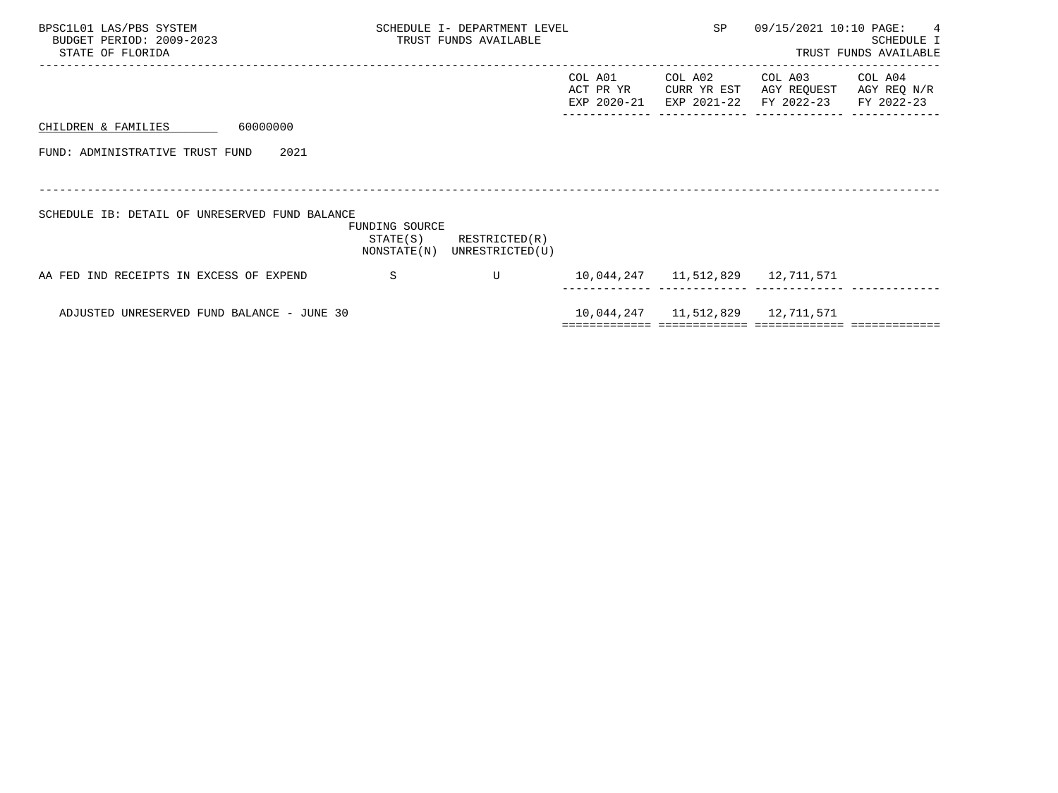BPSC1L01 LAS/PBS SYSTEM
BUDGET PERIOD: 2009-2023
STATE OF FLORIDA

SCHEDULE I- DEPARTMENT LEVEL
TRUST FUNDS AVAILABLE

SP 09/15/2021 10:10

SCHEDULE I
TRUST FUNDS AVAILABLE

CHILDREN & FAMILIES 60000000

FUND: ADMINISTRATIVE TRUST FUND 2021

SCHEDULE IB: DETAIL OF UNRESERVED FUND BALANCE

| | FUNDING SOURCE STATE(S) NONSTATE(N) | RESTRICTED(R) UNRESTRICTED(U) | COL A01 ACT PR YR EXP 2020-21 | COL A02 CURR YR EST EXP 2021-22 | COL A03 AGY REQUEST FY 2022-23 | COL A04 AGY REQ N/R FY 2022-23 |
|---|---|---|---|---|---|---|
| AA FED IND RECEIPTS IN EXCESS OF EXPEND | S | U | 10,044,247 | 11,512,829 | 12,711,571 | |
| ADJUSTED UNRESERVED FUND BALANCE - JUNE 30 | | | 10,044,247 | 11,512,829 | 12,711,571 | |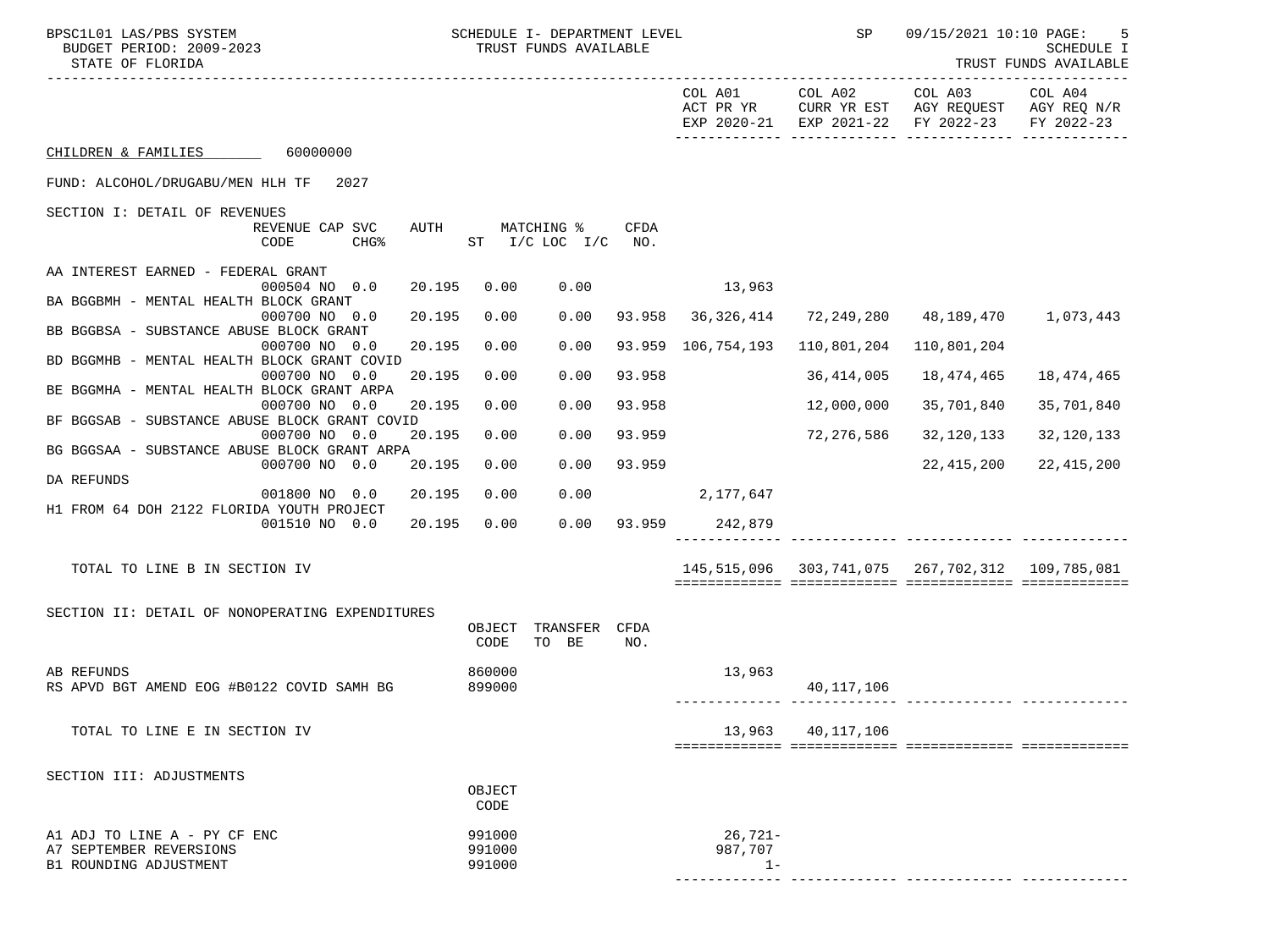CHILDREN & FAMILIES 60000000

FUND: ALCOHOL/DRUGABU/MEN HLH TF 2027

## SECTION I: DETAIL OF REVENUES

| | REVENUE CODE | CAP SVC CHG% | AUTH ST | MATCHING % I/C LOC | I/C | CFDA NO. | COL A01 ACT PR YR EXP 2020-21 | COL A02 CURR YR EST EXP 2021-22 | COL A03 AGY REQUEST FY 2022-23 | COL A04 AGY REQ N/R FY 2022-23 |
|---|---|---|---|---|---|---|---|---|---|---|
| AA INTEREST EARNED - FEDERAL GRANT | 000504 | NO 0.0 | 20.195 | 0.00 | 0.00 | | 13,963 | | | |
| BA BGGBMH - MENTAL HEALTH BLOCK GRANT | 000700 | NO 0.0 | 20.195 | 0.00 | 0.00 | 93.958 | 36,326,414 | 72,249,280 | 48,189,470 | 1,073,443 |
| BB BGGBSA - SUBSTANCE ABUSE BLOCK GRANT | 000700 | NO 0.0 | 20.195 | 0.00 | 0.00 | 93.959 | 106,754,193 | 110,801,204 | 110,801,204 | |
| BD BGGMHB - MENTAL HEALTH BLOCK GRANT COVID | 000700 | NO 0.0 | 20.195 | 0.00 | 0.00 | 93.958 | | 36,414,005 | 18,474,465 | 18,474,465 |
| BE BGGMHA - MENTAL HEALTH BLOCK GRANT ARPA | 000700 | NO 0.0 | 20.195 | 0.00 | 0.00 | 93.958 | | 12,000,000 | 35,701,840 | 35,701,840 |
| BF BGGSAB - SUBSTANCE ABUSE BLOCK GRANT COVID | 000700 | NO 0.0 | 20.195 | 0.00 | 0.00 | 93.959 | | 72,276,586 | 32,120,133 | 32,120,133 |
| BG BGGSAA - SUBSTANCE ABUSE BLOCK GRANT ARPA | 000700 | NO 0.0 | 20.195 | 0.00 | 0.00 | 93.959 | | | 22,415,200 | 22,415,200 |
| DA REFUNDS | 001800 | NO 0.0 | 20.195 | 0.00 | 0.00 | | 2,177,647 | | | |
| H1 FROM 64 DOH 2122 FLORIDA YOUTH PROJECT | 001510 | NO 0.0 | 20.195 | 0.00 | 0.00 | 93.959 | 242,879 | | | |
| TOTAL TO LINE B IN SECTION IV | | | | | | | 145,515,096 | 303,741,075 | 267,702,312 | 109,785,081 |

## SECTION II: DETAIL OF NONOPERATING EXPENDITURES

| | OBJECT CODE | TRANSFER TO BE | CFDA NO. | COL A01 | COL A02 | COL A03 | COL A04 |
|---|---|---|---|---|---|---|---|
| AB REFUNDS | 860000 | | | 13,963 | | | |
| RS APVD BGT AMEND EOG #B0122 COVID SAMH BG | 899000 | | | | 40,117,106 | | |
| TOTAL TO LINE E IN SECTION IV | | | | 13,963 | 40,117,106 | | |

## SECTION III: ADJUSTMENTS

| | OBJECT CODE | COL A01 | COL A02 | COL A03 | COL A04 |
|---|---|---|---|---|---|
| A1 ADJ TO LINE A - PY CF ENC | 991000 | 26,721- | | | |
| A7 SEPTEMBER REVERSIONS | 991000 | 987,707 | | | |
| B1 ROUNDING ADJUSTMENT | 991000 | 1- | | | |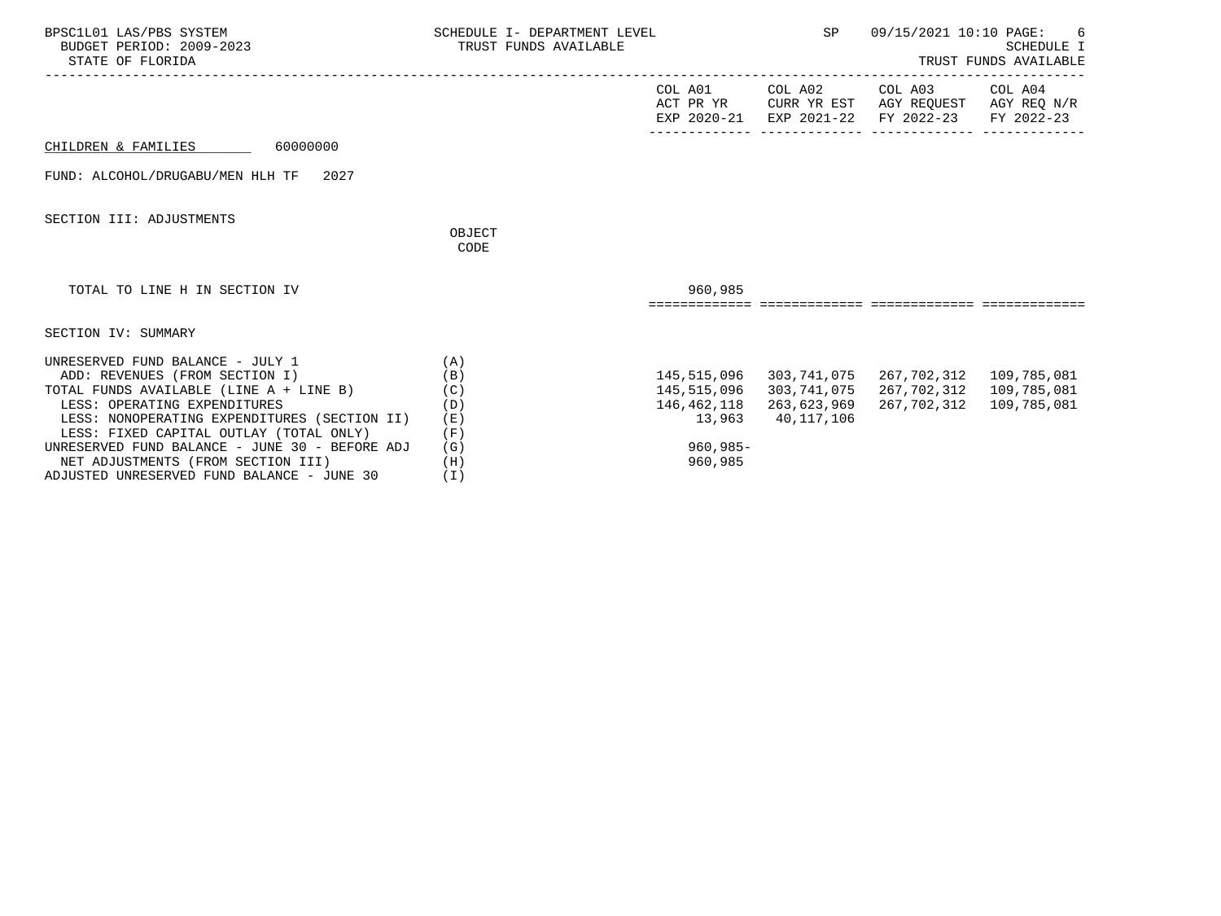SCHEDULE I- DEPARTMENT LEVEL
TRUST FUNDS AVAILABLE

BPSC1L01 LAS/PBS SYSTEM
BUDGET PERIOD: 2009-2023
STATE OF FLORIDA

SP 09/15/2021 10:10

SCHEDULE I
TRUST FUNDS AVAILABLE

CHILDREN & FAMILIES 60000000

FUND: ALCOHOL/DRUGABU/MEN HLH TF 2027

## SECTION III: ADJUSTMENTS

| | OBJECT CODE | COL A01 ACT PR YR EXP 2020-21 | COL A02 CURR YR EST EXP 2021-22 | COL A03 AGY REQUEST FY 2022-23 | COL A04 AGY REQ N/R FY 2022-23 |
|---|---|---|---|---|---|
| TOTAL TO LINE H IN SECTION IV | | 960,985 | | | |

## SECTION IV: SUMMARY

| | | COL A01 ACT PR YR EXP 2020-21 | COL A02 CURR YR EST EXP 2021-22 | COL A03 AGY REQUEST FY 2022-23 | COL A04 AGY REQ N/R FY 2022-23 |
|---|---|---|---|---|---|
| UNRESERVED FUND BALANCE - JULY 1 | (A) | | | | |
| ADD: REVENUES (FROM SECTION I) | (B) | 145,515,096 | 303,741,075 | 267,702,312 | 109,785,081 |
| TOTAL FUNDS AVAILABLE (LINE A + LINE B) | (C) | 145,515,096 | 303,741,075 | 267,702,312 | 109,785,081 |
| LESS: OPERATING EXPENDITURES | (D) | 146,462,118 | 263,623,969 | 267,702,312 | 109,785,081 |
| LESS: NONOPERATING EXPENDITURES (SECTION II) | (E) | 13,963 | 40,117,106 | | |
| LESS: FIXED CAPITAL OUTLAY (TOTAL ONLY) | (F) | | | | |
| UNRESERVED FUND BALANCE - JUNE 30 - BEFORE ADJ | (G) | 960,985- | | | |
| NET ADJUSTMENTS (FROM SECTION III) | (H) | 960,985 | | | |
| ADJUSTED UNRESERVED FUND BALANCE - JUNE 30 | (I) | | | | |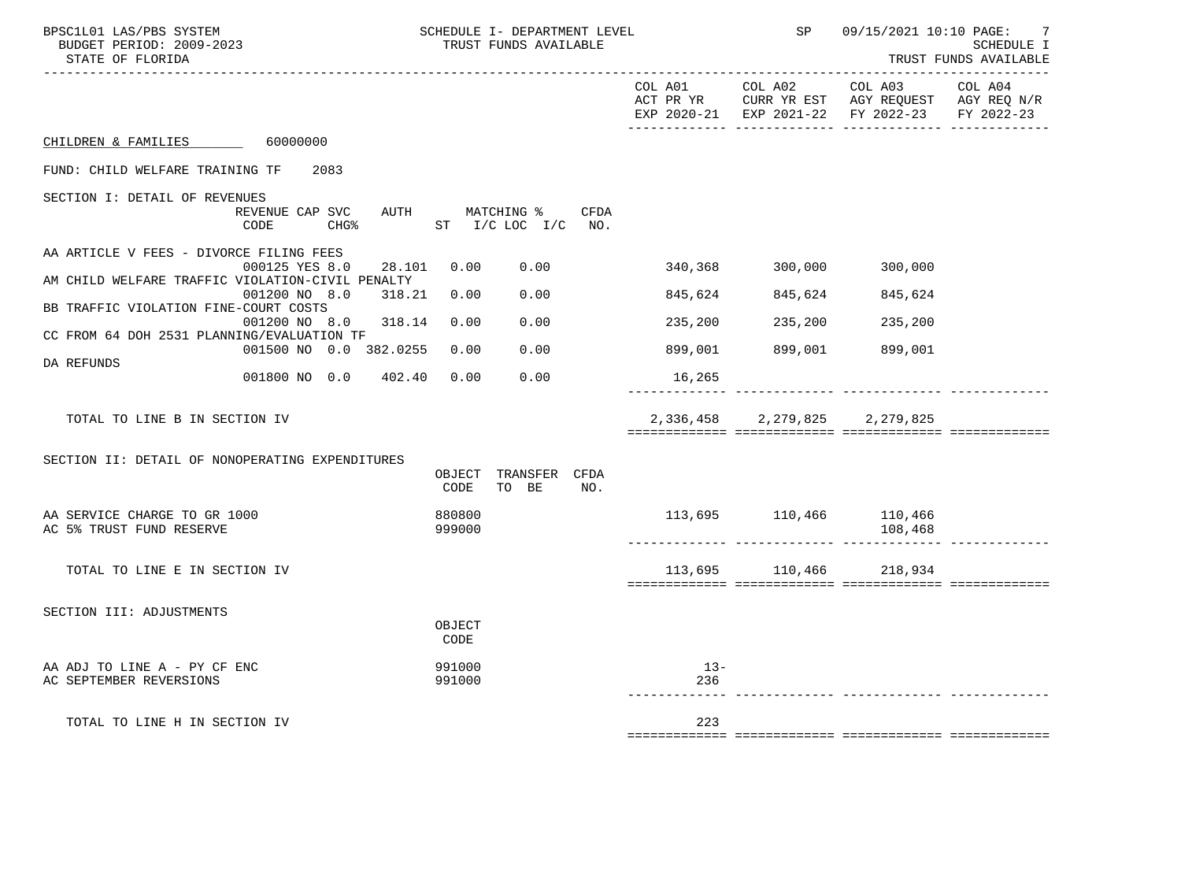CHILDREN & FAMILIES 60000000

FUND: CHILD WELFARE TRAINING TF 2083

| | COL A01 ACT PR YR EXP 2020-21 | COL A02 CURR YR EST EXP 2021-22 | COL A03 AGY REQUEST FY 2022-23 | COL A04 AGY REQ N/R FY 2022-23 |
|---|---|---|---|---|
| **SECTION I: DETAIL OF REVENUES** (REVENUE CODE / CAP CHG% / SVC / AUTH / MATCHING % ST / I/C LOC I/C / CFDA NO.) | | | | |
| AA ARTICLE V FEES - DIVORCE FILING FEES 000125 YES 8.0 28.101 0.00 0.00 | 340,368 | 300,000 | 300,000 | |
| AM CHILD WELFARE TRAFFIC VIOLATION-CIVIL PENALTY 001200 NO 8.0 318.21 0.00 0.00 | 845,624 | 845,624 | 845,624 | |
| BB TRAFFIC VIOLATION FINE-COURT COSTS 001200 NO 8.0 318.14 0.00 0.00 | 235,200 | 235,200 | 235,200 | |
| CC FROM 64 DOH 2531 PLANNING/EVALUATION TF 001500 NO 0.0 382.0255 0.00 0.00 | 899,001 | 899,001 | 899,001 | |
| DA REFUNDS 001800 NO 0.0 402.40 0.00 0.00 | 16,265 | | | |
| TOTAL TO LINE B IN SECTION IV | 2,336,458 | 2,279,825 | 2,279,825 | |
| **SECTION II: DETAIL OF NONOPERATING EXPENDITURES** (OBJECT CODE / TRANSFER TO BE / CFDA NO.) | | | | |
| AA SERVICE CHARGE TO GR 1000 880800 | 113,695 | 110,466 | 110,466 | |
| AC 5% TRUST FUND RESERVE 999000 | | | 108,468 | |
| TOTAL TO LINE E IN SECTION IV | 113,695 | 110,466 | 218,934 | |
| **SECTION III: ADJUSTMENTS** (OBJECT CODE) | | | | |
| AA ADJ TO LINE A - PY CF ENC 991000 | 13- | | | |
| AC SEPTEMBER REVERSIONS 991000 | 236 | | | |
| TOTAL TO LINE H IN SECTION IV | 223 | | | |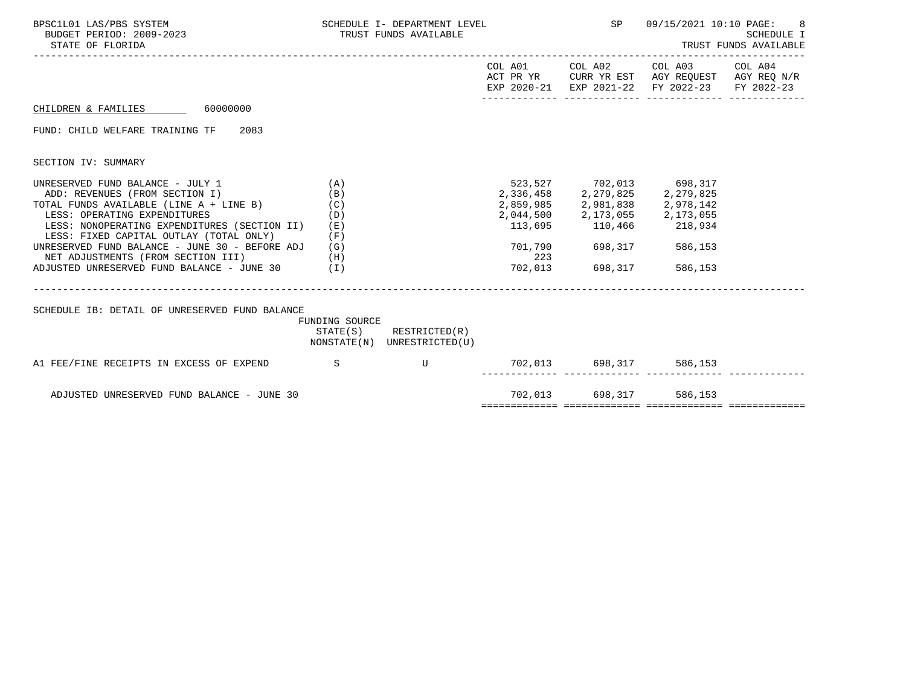SCHEDULE I- DEPARTMENT LEVEL
TRUST FUNDS AVAILABLE

STATE OF FLORIDA

BPSC1L01 LAS/PBS SYSTEM
BUDGET PERIOD: 2009-2023

SP 09/15/2021 10:10

SCHEDULE I
TRUST FUNDS AVAILABLE

CHILDREN & FAMILIES 60000000

FUND: CHILD WELFARE TRAINING TF 2083

## SECTION IV: SUMMARY

| | | COL A01 ACT PR YR EXP 2020-21 | COL A02 CURR YR EST EXP 2021-22 | COL A03 AGY REQUEST FY 2022-23 | COL A04 AGY REQ N/R FY 2022-23 |
|---|---|---|---|---|---|
| UNRESERVED FUND BALANCE - JULY 1 | (A) | 523,527 | 702,013 | 698,317 | |
| ADD: REVENUES (FROM SECTION I) | (B) | 2,336,458 | 2,279,825 | 2,279,825 | |
| TOTAL FUNDS AVAILABLE (LINE A + LINE B) | (C) | 2,859,985 | 2,981,838 | 2,978,142 | |
| LESS: OPERATING EXPENDITURES | (D) | 2,044,500 | 2,173,055 | 2,173,055 | |
| LESS: NONOPERATING EXPENDITURES (SECTION II) | (E) | 113,695 | 110,466 | 218,934 | |
| LESS: FIXED CAPITAL OUTLAY (TOTAL ONLY) | (F) | | | | |
| UNRESERVED FUND BALANCE - JUNE 30 - BEFORE ADJ | (G) | 701,790 | 698,317 | 586,153 | |
| NET ADJUSTMENTS (FROM SECTION III) | (H) | 223 | | | |
| ADJUSTED UNRESERVED FUND BALANCE - JUNE 30 | (I) | 702,013 | 698,317 | 586,153 | |

## SCHEDULE IB: DETAIL OF UNRESERVED FUND BALANCE

| | FUNDING SOURCE STATE(S) NONSTATE(N) | RESTRICTED(R) UNRESTRICTED(U) | COL A01 | COL A02 | COL A03 | COL A04 |
|---|---|---|---|---|---|---|
| A1 FEE/FINE RECEIPTS IN EXCESS OF EXPEND | S | U | 702,013 | 698,317 | 586,153 | |
| ADJUSTED UNRESERVED FUND BALANCE - JUNE 30 | | | 702,013 | 698,317 | 586,153 | |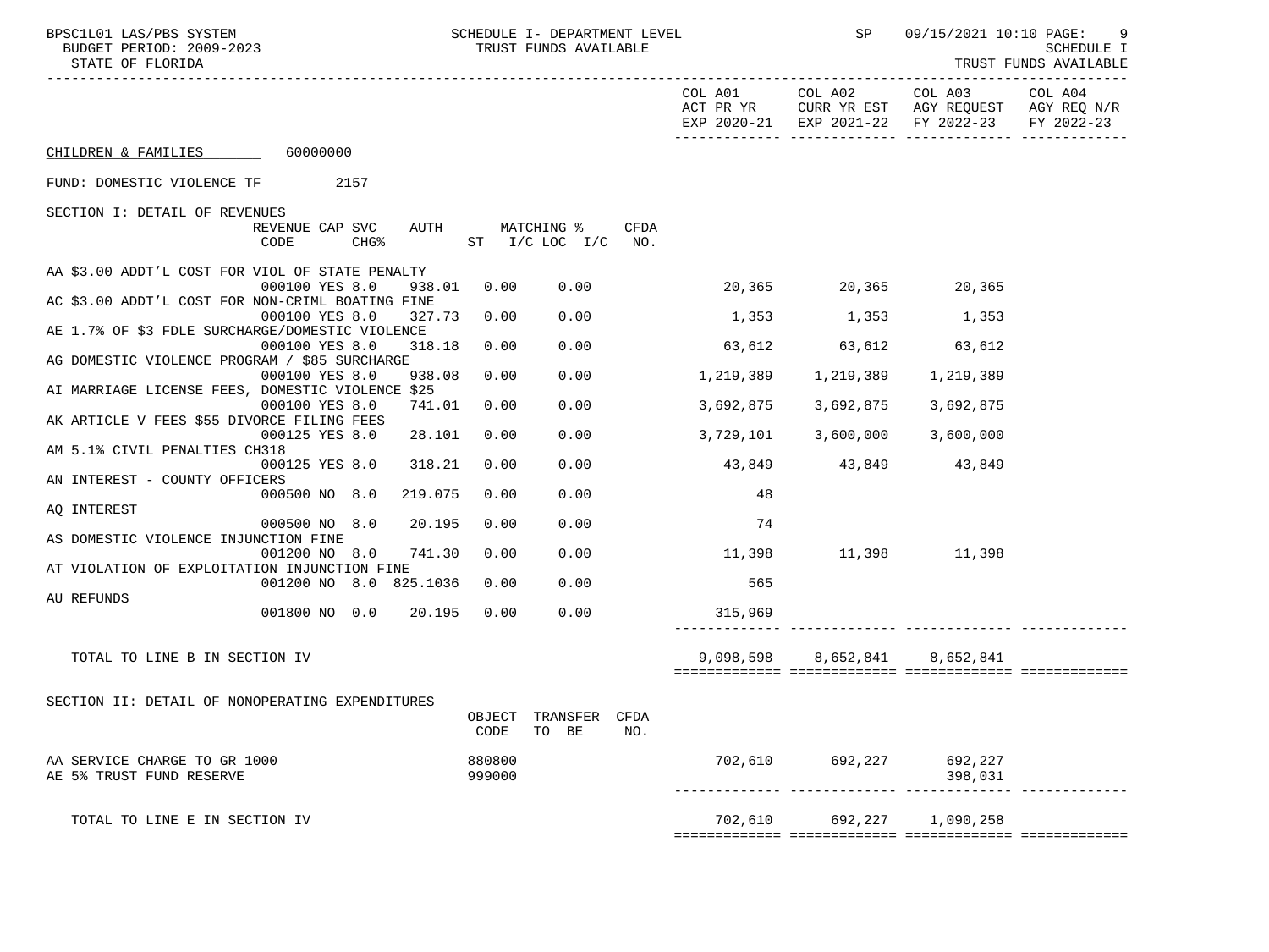BPSC1L01 LAS/PBS SYSTEM — SCHEDULE I- DEPARTMENT LEVEL — TRUST FUNDS AVAILABLE — SP 09/15/2021 10:10

BUDGET PERIOD: 2009-2023

STATE OF FLORIDA

SCHEDULE I — TRUST FUNDS AVAILABLE

CHILDREN & FAMILIES 60000000

FUND: DOMESTIC VIOLENCE TF 2157

## SECTION I: DETAIL OF REVENUES

| Description | REVENUE CODE | CAP | SVC CHG% | AUTH | MATCHING % ST | I/C LOC I/C | CFDA NO. | COL A01 ACT PR YR EXP 2020-21 | COL A02 CURR YR EST EXP 2021-22 | COL A03 AGY REQUEST FY 2022-23 | COL A04 AGY REQ N/R FY 2022-23 |
|---|---|---|---|---|---|---|---|---|---|---|---|
| AA $3.00 ADDT'L COST FOR VIOL OF STATE PENALTY | 000100 | YES | 8.0 | 938.01 | 0.00 | 0.00 | | 20,365 | 20,365 | 20,365 | |
| AC $3.00 ADDT'L COST FOR NON-CRIML BOATING FINE | 000100 | YES | 8.0 | 327.73 | 0.00 | 0.00 | | 1,353 | 1,353 | 1,353 | |
| AE 1.7% OF $3 FDLE SURCHARGE/DOMESTIC VIOLENCE | 000100 | YES | 8.0 | 318.18 | 0.00 | 0.00 | | 63,612 | 63,612 | 63,612 | |
| AG DOMESTIC VIOLENCE PROGRAM / $85 SURCHARGE | 000100 | YES | 8.0 | 938.08 | 0.00 | 0.00 | | 1,219,389 | 1,219,389 | 1,219,389 | |
| AI MARRIAGE LICENSE FEES, DOMESTIC VIOLENCE $25 | 000100 | YES | 8.0 | 741.01 | 0.00 | 0.00 | | 3,692,875 | 3,692,875 | 3,692,875 | |
| AK ARTICLE V FEES $55 DIVORCE FILING FEES | 000125 | YES | 8.0 | 28.101 | 0.00 | 0.00 | | 3,729,101 | 3,600,000 | 3,600,000 | |
| AM 5.1% CIVIL PENALTIES CH318 | 000125 | YES | 8.0 | 318.21 | 0.00 | 0.00 | | 43,849 | 43,849 | 43,849 | |
| AN INTEREST - COUNTY OFFICERS | 000500 | NO | 8.0 | 219.075 | 0.00 | 0.00 | | 48 | | | |
| AQ INTEREST | 000500 | NO | 8.0 | 20.195 | 0.00 | 0.00 | | 74 | | | |
| AS DOMESTIC VIOLENCE INJUNCTION FINE | 001200 | NO | 8.0 | 741.30 | 0.00 | 0.00 | | 11,398 | 11,398 | 11,398 | |
| AT VIOLATION OF EXPLOITATION INJUNCTION FINE | 001200 | NO | 8.0 | 825.1036 | 0.00 | 0.00 | | 565 | | | |
| AU REFUNDS | 001800 | NO | 0.0 | 20.195 | 0.00 | 0.00 | | 315,969 | | | |
| TOTAL TO LINE B IN SECTION IV | | | | | | | | 9,098,598 | 8,652,841 | 8,652,841 | |

## SECTION II: DETAIL OF NONOPERATING EXPENDITURES

| Description | OBJECT CODE | TRANSFER TO BE | CFDA NO. | COL A01 ACT PR YR EXP 2020-21 | COL A02 CURR YR EST EXP 2021-22 | COL A03 AGY REQUEST FY 2022-23 | COL A04 AGY REQ N/R FY 2022-23 |
|---|---|---|---|---|---|---|---|
| AA SERVICE CHARGE TO GR 1000 | 880800 | | | 702,610 | 692,227 | 692,227 | |
| AE 5% TRUST FUND RESERVE | 999000 | | | | | 398,031 | |
| TOTAL TO LINE E IN SECTION IV | | | | 702,610 | 692,227 | 1,090,258 | |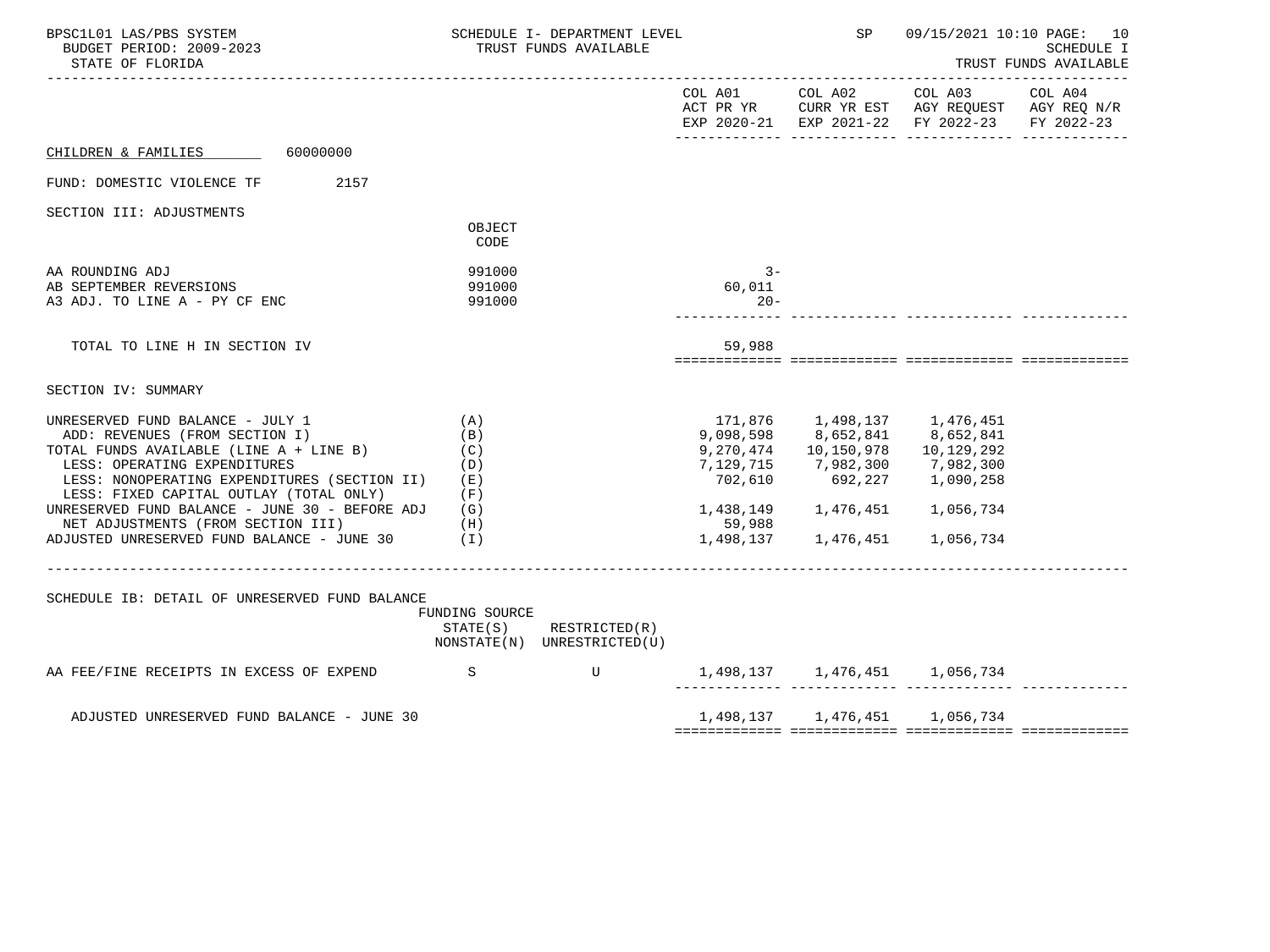CHILDREN & FAMILIES 60000000

FUND: DOMESTIC VIOLENCE TF 2157

SECTION III: ADJUSTMENTS

| | OBJECT CODE | COL A01 ACT PR YR EXP 2020-21 | COL A02 CURR YR EST EXP 2021-22 | COL A03 AGY REQUEST FY 2022-23 | COL A04 AGY REQ N/R FY 2022-23 |
|---|---|---|---|---|---|
| AA ROUNDING ADJ | 991000 | 3- | | | |
| AB SEPTEMBER REVERSIONS | 991000 | 60,011 | | | |
| A3 ADJ. TO LINE A - PY CF ENC | 991000 | 20- | | | |
| TOTAL TO LINE H IN SECTION IV | | 59,988 | | | |

SECTION IV: SUMMARY

| | | COL A01 | COL A02 | COL A03 | COL A04 |
|---|---|---|---|---|---|
| UNRESERVED FUND BALANCE - JULY 1 | (A) | 171,876 | 1,498,137 | 1,476,451 | |
| ADD: REVENUES (FROM SECTION I) | (B) | 9,098,598 | 8,652,841 | 8,652,841 | |
| TOTAL FUNDS AVAILABLE (LINE A + LINE B) | (C) | 9,270,474 | 10,150,978 | 10,129,292 | |
| LESS: OPERATING EXPENDITURES | (D) | 7,129,715 | 7,982,300 | 7,982,300 | |
| LESS: NONOPERATING EXPENDITURES (SECTION II) | (E) | 702,610 | 692,227 | 1,090,258 | |
| LESS: FIXED CAPITAL OUTLAY (TOTAL ONLY) | (F) | | | | |
| UNRESERVED FUND BALANCE - JUNE 30 - BEFORE ADJ | (G) | 1,438,149 | 1,476,451 | 1,056,734 | |
| NET ADJUSTMENTS (FROM SECTION III) | (H) | 59,988 | | | |
| ADJUSTED UNRESERVED FUND BALANCE - JUNE 30 | (I) | 1,498,137 | 1,476,451 | 1,056,734 | |

SCHEDULE IB: DETAIL OF UNRESERVED FUND BALANCE

| | FUNDING SOURCE STATE(S) NONSTATE(N) | RESTRICTED(R) UNRESTRICTED(U) | COL A01 | COL A02 | COL A03 | COL A04 |
|---|---|---|---|---|---|---|
| AA FEE/FINE RECEIPTS IN EXCESS OF EXPEND | S | U | 1,498,137 | 1,476,451 | 1,056,734 | |
| ADJUSTED UNRESERVED FUND BALANCE - JUNE 30 | | | 1,498,137 | 1,476,451 | 1,056,734 | |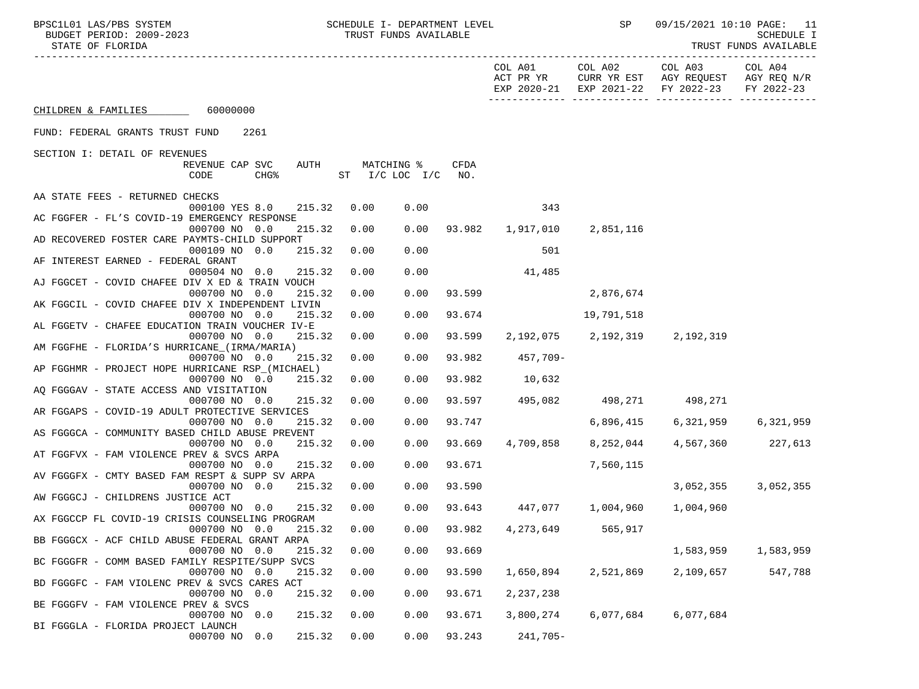BPSC1L01 LAS/PBS SYSTEM — SCHEDULE I- DEPARTMENT LEVEL — TRUST FUNDS AVAILABLE — SP 09/15/2021 10:10

BUDGET PERIOD: 2009-2023

STATE OF FLORIDA

SCHEDULE I — TRUST FUNDS AVAILABLE

CHILDREN & FAMILIES 60000000

FUND: FEDERAL GRANTS TRUST FUND 2261

SECTION I: DETAIL OF REVENUES

| Description | REVENUE CODE | CAP | SVC CHG% | AUTH ST | MATCHING % I/C | LOC I/C | CFDA NO. | COL A01 ACT PR YR EXP 2020-21 | COL A02 CURR YR EST EXP 2021-22 | COL A03 AGY REQUEST FY 2022-23 | COL A04 AGY REQ N/R FY 2022-23 |
|---|---|---|---|---|---|---|---|---|---|---|---|
| AA STATE FEES - RETURNED CHECKS | 000100 | YES | 8.0 | 215.32 | 0.00 | 0.00 | | 343 | | | |
| AC FGGFER - FL'S COVID-19 EMERGENCY RESPONSE | 000700 | NO | 0.0 | 215.32 | 0.00 | 0.00 | 93.982 | 1,917,010 | 2,851,116 | | |
| AD RECOVERED FOSTER CARE PAYMTS-CHILD SUPPORT | 000109 | NO | 0.0 | 215.32 | 0.00 | 0.00 | | 501 | | | |
| AF INTEREST EARNED - FEDERAL GRANT | 000504 | NO | 0.0 | 215.32 | 0.00 | 0.00 | | 41,485 | | | |
| AJ FGGCET - COVID CHAFEE DIV X ED & TRAIN VOUCH | 000700 | NO | 0.0 | 215.32 | 0.00 | 0.00 | 93.599 | | 2,876,674 | | |
| AK FGGCIL - COVID CHAFEE DIV X INDEPENDENT LIVIN | 000700 | NO | 0.0 | 215.32 | 0.00 | 0.00 | 93.674 | | 19,791,518 | | |
| AL FGGETV - CHAFEE EDUCATION TRAIN VOUCHER IV-E | 000700 | NO | 0.0 | 215.32 | 0.00 | 0.00 | 93.599 | 2,192,075 | 2,192,319 | 2,192,319 | |
| AM FGGFHE - FLORIDA'S HURRICANE_(IRMA/MARIA) | 000700 | NO | 0.0 | 215.32 | 0.00 | 0.00 | 93.982 | 457,709- | | | |
| AP FGGHMR - PROJECT HOPE HURRICANE RSP_(MICHAEL) | 000700 | NO | 0.0 | 215.32 | 0.00 | 0.00 | 93.982 | 10,632 | | | |
| AQ FGGGAV - STATE ACCESS AND VISITATION | 000700 | NO | 0.0 | 215.32 | 0.00 | 0.00 | 93.597 | 495,082 | 498,271 | 498,271 | |
| AR FGGAPS - COVID-19 ADULT PROTECTIVE SERVICES | 000700 | NO | 0.0 | 215.32 | 0.00 | 0.00 | 93.747 | | 6,896,415 | 6,321,959 | 6,321,959 |
| AS FGGGCA - COMMUNITY BASED CHILD ABUSE PREVENT | 000700 | NO | 0.0 | 215.32 | 0.00 | 0.00 | 93.669 | 4,709,858 | 8,252,044 | 4,567,360 | 227,613 |
| AT FGGFVX - FAM VIOLENCE PREV & SVCS ARPA | 000700 | NO | 0.0 | 215.32 | 0.00 | 0.00 | 93.671 | | 7,560,115 | | |
| AV FGGGFX - CMTY BASED FAM RESPT & SUPP SV ARPA | 000700 | NO | 0.0 | 215.32 | 0.00 | 0.00 | 93.590 | | | 3,052,355 | 3,052,355 |
| AW FGGGCJ - CHILDRENS JUSTICE ACT | 000700 | NO | 0.0 | 215.32 | 0.00 | 0.00 | 93.643 | 447,077 | 1,004,960 | 1,004,960 | |
| AX FGGCCP FL COVID-19 CRISIS COUNSELING PROGRAM | 000700 | NO | 0.0 | 215.32 | 0.00 | 0.00 | 93.982 | 4,273,649 | 565,917 | | |
| BB FGGGCX - ACF CHILD ABUSE FEDERAL GRANT ARPA | 000700 | NO | 0.0 | 215.32 | 0.00 | 0.00 | 93.669 | | | 1,583,959 | 1,583,959 |
| BC FGGGFR - COMM BASED FAMILY RESPITE/SUPP SVCS | 000700 | NO | 0.0 | 215.32 | 0.00 | 0.00 | 93.590 | 1,650,894 | 2,521,869 | 2,109,657 | 547,788 |
| BD FGGGFC - FAM VIOLENC PREV & SVCS CARES ACT | 000700 | NO | 0.0 | 215.32 | 0.00 | 0.00 | 93.671 | 2,237,238 | | | |
| BE FGGGFV - FAM VIOLENCE PREV & SVCS | 000700 | NO | 0.0 | 215.32 | 0.00 | 0.00 | 93.671 | 3,800,274 | 6,077,684 | 6,077,684 | |
| BI FGGGLA - FLORIDA PROJECT LAUNCH | 000700 | NO | 0.0 | 215.32 | 0.00 | 0.00 | 93.243 | 241,705- | | | |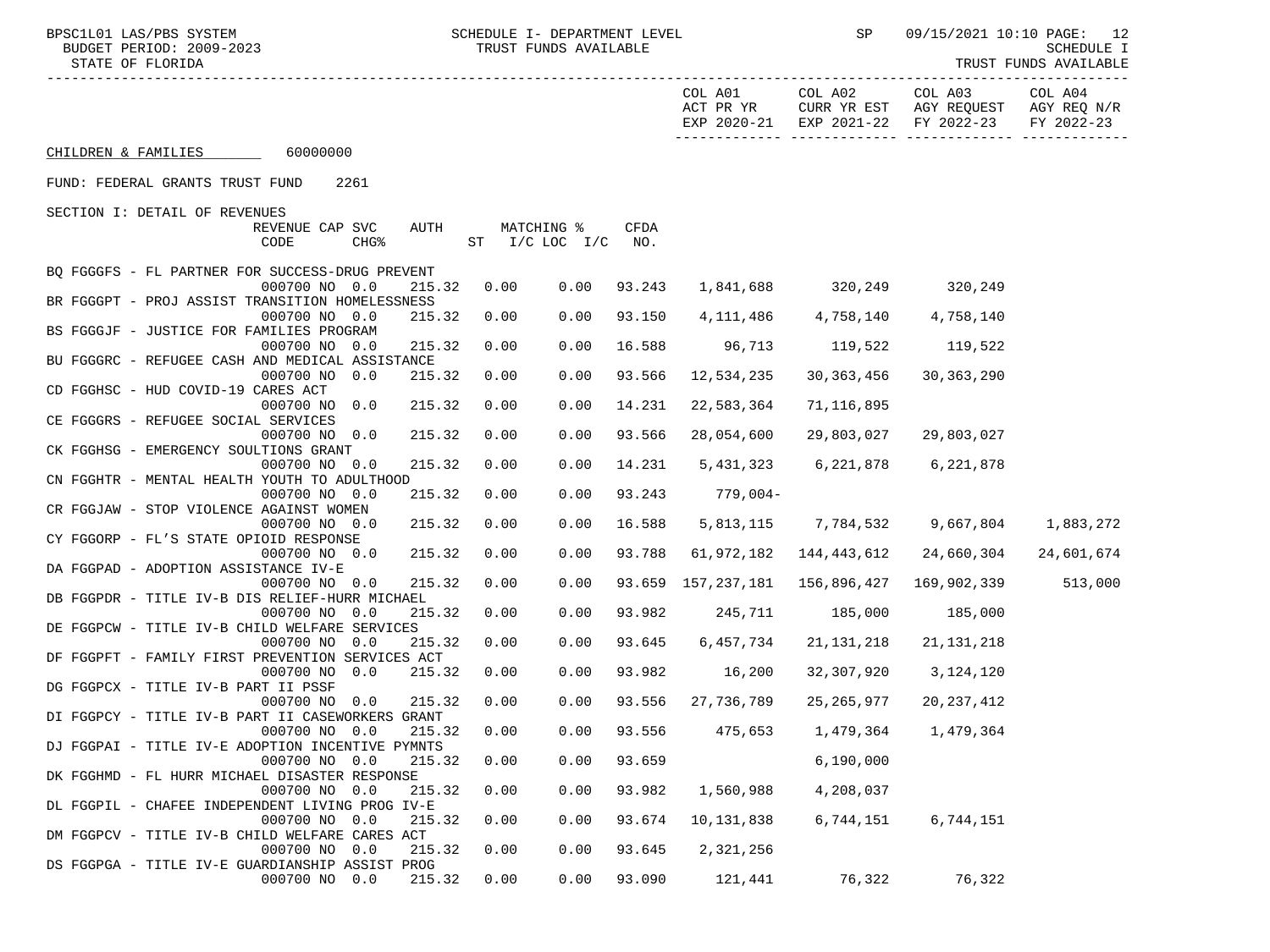SCHEDULE I- DEPARTMENT LEVEL
TRUST FUNDS AVAILABLE

BUDGET PERIOD: 2009-2023
STATE OF FLORIDA

SCHEDULE I
TRUST FUNDS AVAILABLE

CHILDREN & FAMILIES 60000000

FUND: FEDERAL GRANTS TRUST FUND 2261

SECTION I: DETAIL OF REVENUES

| Description | REVENUE CODE | CAP CHG% | SVC | AUTH ST | MATCHING % I/C LOC | I/C | CFDA NO. | COL A01 ACT PR YR EXP 2020-21 | COL A02 CURR YR EST EXP 2021-22 | COL A03 AGY REQUEST FY 2022-23 | COL A04 AGY REQ N/R FY 2022-23 |
|---|---|---|---|---|---|---|---|---|---|---|---|
| BQ FGGGFS - FL PARTNER FOR SUCCESS-DRUG PREVENT | 000700 | NO | 0.0 | 215.32 | 0.00 | 0.00 | 93.243 | 1,841,688 | 320,249 | 320,249 | |
| BR FGGGPT - PROJ ASSIST TRANSITION HOMELESSNESS | 000700 | NO | 0.0 | 215.32 | 0.00 | 0.00 | 93.150 | 4,111,486 | 4,758,140 | 4,758,140 | |
| BS FGGGJF - JUSTICE FOR FAMILIES PROGRAM | 000700 | NO | 0.0 | 215.32 | 0.00 | 0.00 | 16.588 | 96,713 | 119,522 | 119,522 | |
| BU FGGGRC - REFUGEE CASH AND MEDICAL ASSISTANCE | 000700 | NO | 0.0 | 215.32 | 0.00 | 0.00 | 93.566 | 12,534,235 | 30,363,456 | 30,363,290 | |
| CD FGGHSC - HUD COVID-19 CARES ACT | 000700 | NO | 0.0 | 215.32 | 0.00 | 0.00 | 14.231 | 22,583,364 | 71,116,895 | | |
| CE FGGGRS - REFUGEE SOCIAL SERVICES | 000700 | NO | 0.0 | 215.32 | 0.00 | 0.00 | 93.566 | 28,054,600 | 29,803,027 | 29,803,027 | |
| CK FGGHSG - EMERGENCY SOULTIONS GRANT | 000700 | NO | 0.0 | 215.32 | 0.00 | 0.00 | 14.231 | 5,431,323 | 6,221,878 | 6,221,878 | |
| CN FGGHTR - MENTAL HEALTH YOUTH TO ADULTHOOD | 000700 | NO | 0.0 | 215.32 | 0.00 | 0.00 | 93.243 | 779,004- | | | |
| CR FGGJAW - STOP VIOLENCE AGAINST WOMEN | 000700 | NO | 0.0 | 215.32 | 0.00 | 0.00 | 16.588 | 5,813,115 | 7,784,532 | 9,667,804 | 1,883,272 |
| CY FGGORP - FL'S STATE OPIOID RESPONSE | 000700 | NO | 0.0 | 215.32 | 0.00 | 0.00 | 93.788 | 61,972,182 | 144,443,612 | 24,660,304 | 24,601,674 |
| DA FGGPAD - ADOPTION ASSISTANCE IV-E | 000700 | NO | 0.0 | 215.32 | 0.00 | 0.00 | 93.659 | 157,237,181 | 156,896,427 | 169,902,339 | 513,000 |
| DB FGGPDR - TITLE IV-B DIS RELIEF-HURR MICHAEL | 000700 | NO | 0.0 | 215.32 | 0.00 | 0.00 | 93.982 | 245,711 | 185,000 | 185,000 | |
| DE FGGPCW - TITLE IV-B CHILD WELFARE SERVICES | 000700 | NO | 0.0 | 215.32 | 0.00 | 0.00 | 93.645 | 6,457,734 | 21,131,218 | 21,131,218 | |
| DF FGGPFT - FAMILY FIRST PREVENTION SERVICES ACT | 000700 | NO | 0.0 | 215.32 | 0.00 | 0.00 | 93.982 | 16,200 | 32,307,920 | 3,124,120 | |
| DG FGGPCX - TITLE IV-B PART II PSSF | 000700 | NO | 0.0 | 215.32 | 0.00 | 0.00 | 93.556 | 27,736,789 | 25,265,977 | 20,237,412 | |
| DI FGGPCY - TITLE IV-B PART II CASEWORKERS GRANT | 000700 | NO | 0.0 | 215.32 | 0.00 | 0.00 | 93.556 | 475,653 | 1,479,364 | 1,479,364 | |
| DJ FGGPAI - TITLE IV-E ADOPTION INCENTIVE PYMNTS | 000700 | NO | 0.0 | 215.32 | 0.00 | 0.00 | 93.659 | | 6,190,000 | | |
| DK FGGHMD - FL HURR MICHAEL DISASTER RESPONSE | 000700 | NO | 0.0 | 215.32 | 0.00 | 0.00 | 93.982 | 1,560,988 | 4,208,037 | | |
| DL FGGPIL - CHAFEE INDEPENDENT LIVING PROG IV-E | 000700 | NO | 0.0 | 215.32 | 0.00 | 0.00 | 93.674 | 10,131,838 | 6,744,151 | 6,744,151 | |
| DM FGGPCV - TITLE IV-B CHILD WELFARE CARES ACT | 000700 | NO | 0.0 | 215.32 | 0.00 | 0.00 | 93.645 | 2,321,256 | | | |
| DS FGGPGA - TITLE IV-E GUARDIANSHIP ASSIST PROG | 000700 | NO | 0.0 | 215.32 | 0.00 | 0.00 | 93.090 | 121,441 | 76,322 | 76,322 | |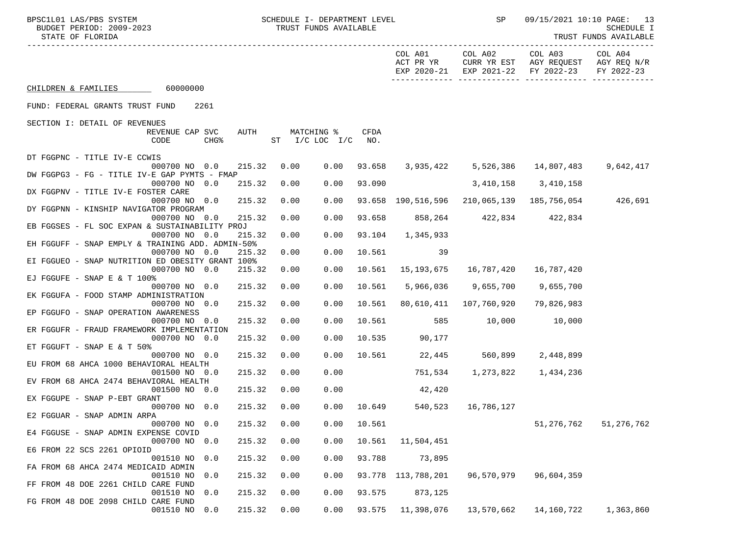CHILDREN & FAMILIES 60000000

FUND: FEDERAL GRANTS TRUST FUND 2261

SECTION I: DETAIL OF REVENUES

| | REVENUE CODE | CAP CHG% | SVC | AUTH ST | MATCHING % I/C LOC | I/C | CFDA NO. | COL A01 ACT PR YR EXP 2020-21 | COL A02 CURR YR EST EXP 2021-22 | COL A03 AGY REQUEST FY 2022-23 | COL A04 AGY REQ N/R FY 2022-23 |
|---|---|---|---|---|---|---|---|---|---|---|---|
| DT FGGPNC - TITLE IV-E CCWIS | 000700 | NO | 0.0 | 215.32 | 0.00 | 0.00 | 93.658 | 3,935,422 | 5,526,386 | 14,807,483 | 9,642,417 |
| DW FGGPG3 - FG - TITLE IV-E GAP PYMTS - FMAP | 000700 | NO | 0.0 | 215.32 | 0.00 | 0.00 | 93.090 | | 3,410,158 | 3,410,158 | |
| DX FGGPNV - TITLE IV-E FOSTER CARE | 000700 | NO | 0.0 | 215.32 | 0.00 | 0.00 | 93.658 | 190,516,596 | 210,065,139 | 185,756,054 | 426,691 |
| DY FGGPNN - KINSHIP NAVIGATOR PROGRAM | 000700 | NO | 0.0 | 215.32 | 0.00 | 0.00 | 93.658 | 858,264 | 422,834 | 422,834 | |
| EB FGGSES - FL SOC EXPAN & SUSTAINABILITY PROJ | 000700 | NO | 0.0 | 215.32 | 0.00 | 0.00 | 93.104 | 1,345,933 | | | |
| EH FGGUFF - SNAP EMPLY & TRAINING ADD. ADMIN-50% | 000700 | NO | 0.0 | 215.32 | 0.00 | 0.00 | 10.561 | 39 | | | |
| EI FGGUEO - SNAP NUTRITION ED OBESITY GRANT 100% | 000700 | NO | 0.0 | 215.32 | 0.00 | 0.00 | 10.561 | 15,193,675 | 16,787,420 | 16,787,420 | |
| EJ FGGUFE - SNAP E & T 100% | 000700 | NO | 0.0 | 215.32 | 0.00 | 0.00 | 10.561 | 5,966,036 | 9,655,700 | 9,655,700 | |
| EK FGGUFA - FOOD STAMP ADMINISTRATION | 000700 | NO | 0.0 | 215.32 | 0.00 | 0.00 | 10.561 | 80,610,411 | 107,760,920 | 79,826,983 | |
| EP FGGUFO - SNAP OPERATION AWARENESS | 000700 | NO | 0.0 | 215.32 | 0.00 | 0.00 | 10.561 | 585 | 10,000 | 10,000 | |
| ER FGGUFR - FRAUD FRAMEWORK IMPLEMENTATION | 000700 | NO | 0.0 | 215.32 | 0.00 | 0.00 | 10.535 | 90,177 | | | |
| ET FGGUFT - SNAP E & T 50% | 000700 | NO | 0.0 | 215.32 | 0.00 | 0.00 | 10.561 | 22,445 | 560,899 | 2,448,899 | |
| EU FROM 68 AHCA 1000 BEHAVIORAL HEALTH | 001500 | NO | 0.0 | 215.32 | 0.00 | 0.00 | | 751,534 | 1,273,822 | 1,434,236 | |
| EV FROM 68 AHCA 2474 BEHAVIORAL HEALTH | 001500 | NO | 0.0 | 215.32 | 0.00 | 0.00 | | 42,420 | | | |
| EX FGGUPE - SNAP P-EBT GRANT | 000700 | NO | 0.0 | 215.32 | 0.00 | 0.00 | 10.649 | 540,523 | 16,786,127 | | |
| E2 FGGUAR - SNAP ADMIN ARPA | 000700 | NO | 0.0 | 215.32 | 0.00 | 0.00 | 10.561 | | | 51,276,762 | 51,276,762 |
| E4 FGGUSE - SNAP ADMIN EXPENSE COVID | 000700 | NO | 0.0 | 215.32 | 0.00 | 0.00 | 10.561 | 11,504,451 | | | |
| E6 FROM 22 SCS 2261 OPIOID | 001510 | NO | 0.0 | 215.32 | 0.00 | 0.00 | 93.788 | 73,895 | | | |
| FA FROM 68 AHCA 2474 MEDICAID ADMIN | 001510 | NO | 0.0 | 215.32 | 0.00 | 0.00 | 93.778 | 113,788,201 | 96,570,979 | 96,604,359 | |
| FF FROM 48 DOE 2261 CHILD CARE FUND | 001510 | NO | 0.0 | 215.32 | 0.00 | 0.00 | 93.575 | 873,125 | | | |
| FG FROM 48 DOE 2098 CHILD CARE FUND | 001510 | NO | 0.0 | 215.32 | 0.00 | 0.00 | 93.575 | 11,398,076 | 13,570,662 | 14,160,722 | 1,363,860 |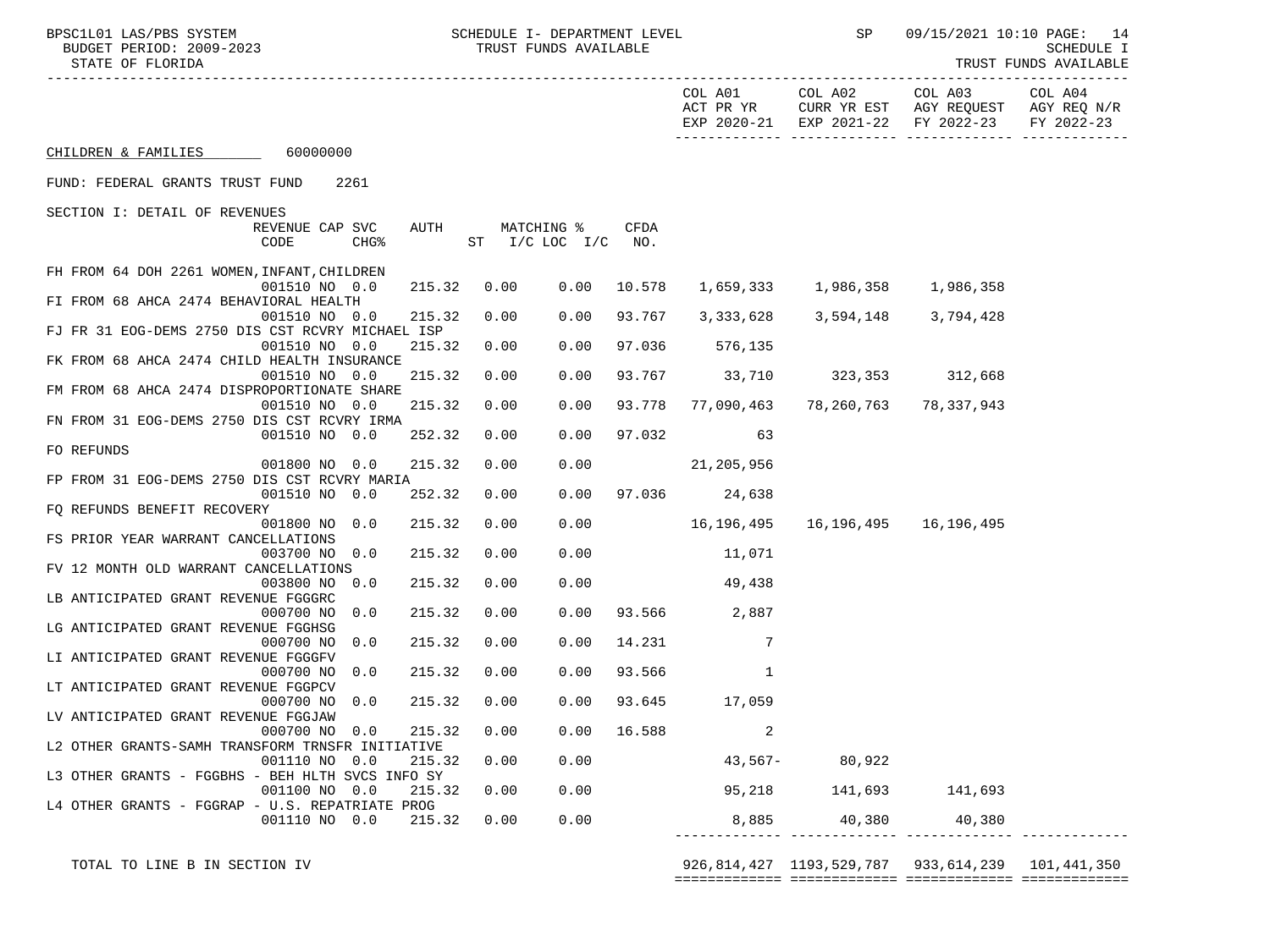CHILDREN & FAMILIES 60000000

FUND: FEDERAL GRANTS TRUST FUND 2261

SECTION I: DETAIL OF REVENUES

| Description | REVENUE CODE | CAP SVC CHG% | AUTH | MATCHING % ST | I/C LOC | I/C | CFDA NO. | COL A01 ACT PR YR EXP 2020-21 | COL A02 CURR YR EST EXP 2021-22 | COL A03 AGY REQUEST FY 2022-23 | COL A04 AGY REQ N/R FY 2022-23 |
|---|---|---|---|---|---|---|---|---|---|---|---|
| FH FROM 64 DOH 2261 WOMEN,INFANT,CHILDREN | 001510 | NO 0.0 | 215.32 | 0.00 | 0.00 | | 10.578 | 1,659,333 | 1,986,358 | 1,986,358 | |
| FI FROM 68 AHCA 2474 BEHAVIORAL HEALTH | 001510 | NO 0.0 | 215.32 | 0.00 | 0.00 | | 93.767 | 3,333,628 | 3,594,148 | 3,794,428 | |
| FJ FR 31 EOG-DEMS 2750 DIS CST RCVRY MICHAEL ISP | 001510 | NO 0.0 | 215.32 | 0.00 | 0.00 | | 97.036 | 576,135 | | | |
| FK FROM 68 AHCA 2474 CHILD HEALTH INSURANCE | 001510 | NO 0.0 | 215.32 | 0.00 | 0.00 | | 93.767 | 33,710 | 323,353 | 312,668 | |
| FM FROM 68 AHCA 2474 DISPROPORTIONATE SHARE | 001510 | NO 0.0 | 215.32 | 0.00 | 0.00 | | 93.778 | 77,090,463 | 78,260,763 | 78,337,943 | |
| FN FROM 31 EOG-DEMS 2750 DIS CST RCVRY IRMA | 001510 | NO 0.0 | 252.32 | 0.00 | 0.00 | | 97.032 | 63 | | | |
| FO REFUNDS | 001800 | NO 0.0 | 215.32 | 0.00 | 0.00 | | | 21,205,956 | | | |
| FP FROM 31 EOG-DEMS 2750 DIS CST RCVRY MARIA | 001510 | NO 0.0 | 252.32 | 0.00 | 0.00 | | 97.036 | 24,638 | | | |
| FQ REFUNDS BENEFIT RECOVERY | 001800 | NO 0.0 | 215.32 | 0.00 | 0.00 | | | 16,196,495 | 16,196,495 | 16,196,495 | |
| FS PRIOR YEAR WARRANT CANCELLATIONS | 003700 | NO 0.0 | 215.32 | 0.00 | 0.00 | | | 11,071 | | | |
| FV 12 MONTH OLD WARRANT CANCELLATIONS | 003800 | NO 0.0 | 215.32 | 0.00 | 0.00 | | | 49,438 | | | |
| LB ANTICIPATED GRANT REVENUE FGGGRC | 000700 | NO 0.0 | 215.32 | 0.00 | 0.00 | | 93.566 | 2,887 | | | |
| LG ANTICIPATED GRANT REVENUE FGGHSG | 000700 | NO 0.0 | 215.32 | 0.00 | 0.00 | | 14.231 | 7 | | | |
| LI ANTICIPATED GRANT REVENUE FGGGFV | 000700 | NO 0.0 | 215.32 | 0.00 | 0.00 | | 93.566 | 1 | | | |
| LT ANTICIPATED GRANT REVENUE FGGPCV | 000700 | NO 0.0 | 215.32 | 0.00 | 0.00 | | 93.645 | 17,059 | | | |
| LV ANTICIPATED GRANT REVENUE FGGJAW | 000700 | NO 0.0 | 215.32 | 0.00 | 0.00 | | 16.588 | 2 | | | |
| L2 OTHER GRANTS-SAMH TRANSFORM TRNSFR INITIATIVE | 001110 | NO 0.0 | 215.32 | 0.00 | 0.00 | | | 43,567- | 80,922 | | |
| L3 OTHER GRANTS - FGGBHS - BEH HLTH SVCS INFO SY | 001100 | NO 0.0 | 215.32 | 0.00 | 0.00 | | | 95,218 | 141,693 | 141,693 | |
| L4 OTHER GRANTS - FGGRAP - U.S. REPATRIATE PROG | 001110 | NO 0.0 | 215.32 | 0.00 | 0.00 | | | 8,885 | 40,380 | 40,380 | |
| TOTAL TO LINE B IN SECTION IV | | | | | | | | 926,814,427 | 1193,529,787 | 933,614,239 | 101,441,350 |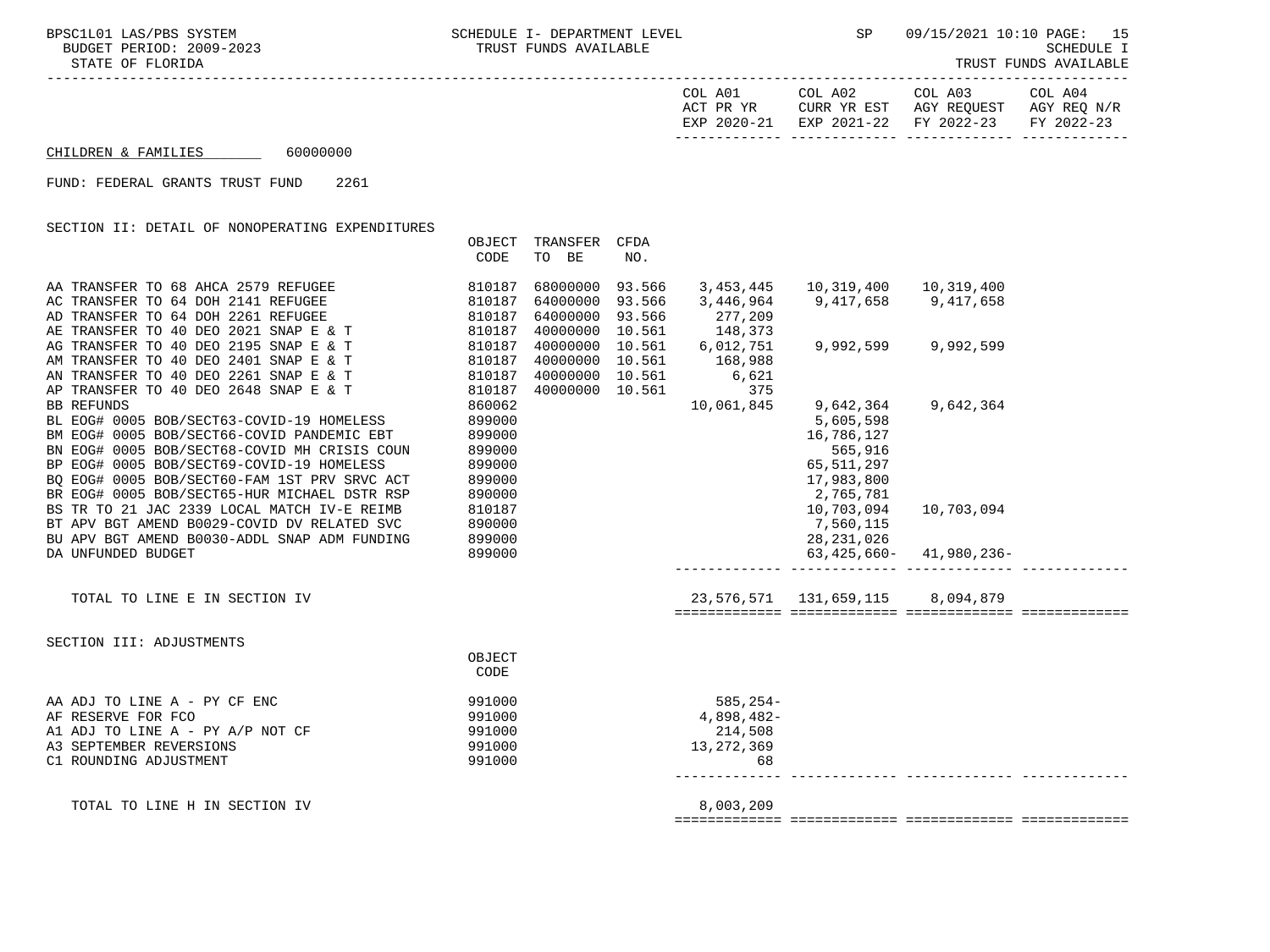BPSC1L01 LAS/PBS SYSTEM — SCHEDULE I- DEPARTMENT LEVEL — TRUST FUNDS AVAILABLE — SP 09/15/2021 10:10

BUDGET PERIOD: 2009-2023

STATE OF FLORIDA

SCHEDULE I — TRUST FUNDS AVAILABLE

CHILDREN & FAMILIES 60000000

FUND: FEDERAL GRANTS TRUST FUND 2261

## SECTION II: DETAIL OF NONOPERATING EXPENDITURES

| | OBJECT CODE | TRANSFER TO BE | CFDA NO. | COL A01 ACT PR YR EXP 2020-21 | COL A02 CURR YR EST EXP 2021-22 | COL A03 AGY REQUEST FY 2022-23 | COL A04 AGY REQ N/R FY 2022-23 |
|---|---|---|---|---|---|---|---|
| AA TRANSFER TO 68 AHCA 2579 REFUGEE | 810187 | 68000000 | 93.566 | 3,453,445 | 10,319,400 | 10,319,400 | |
| AC TRANSFER TO 64 DOH 2141 REFUGEE | 810187 | 64000000 | 93.566 | 3,446,964 | 9,417,658 | 9,417,658 | |
| AD TRANSFER TO 64 DOH 2261 REFUGEE | 810187 | 64000000 | 93.566 | 277,209 | | | |
| AE TRANSFER TO 40 DEO 2021 SNAP E & T | 810187 | 40000000 | 10.561 | 148,373 | | | |
| AG TRANSFER TO 40 DEO 2195 SNAP E & T | 810187 | 40000000 | 10.561 | 6,012,751 | 9,992,599 | 9,992,599 | |
| AM TRANSFER TO 40 DEO 2401 SNAP E & T | 810187 | 40000000 | 10.561 | 168,988 | | | |
| AN TRANSFER TO 40 DEO 2261 SNAP E & T | 810187 | 40000000 | 10.561 | 6,621 | | | |
| AP TRANSFER TO 40 DEO 2648 SNAP E & T | 810187 | 40000000 | 10.561 | 375 | | | |
| BB REFUNDS | 860062 | | | 10,061,845 | 9,642,364 | 9,642,364 | |
| BL EOG# 0005 BOB/SECT63-COVID-19 HOMELESS | 899000 | | | | 5,605,598 | | |
| BM EOG# 0005 BOB/SECT66-COVID PANDEMIC EBT | 899000 | | | | 16,786,127 | | |
| BN EOG# 0005 BOB/SECT68-COVID MH CRISIS COUN | 899000 | | | | 565,916 | | |
| BP EOG# 0005 BOB/SECT69-COVID-19 HOMELESS | 899000 | | | | 65,511,297 | | |
| BQ EOG# 0005 BOB/SECT60-FAM 1ST PRV SRVC ACT | 899000 | | | | 17,983,800 | | |
| BR EOG# 0005 BOB/SECT65-HUR MICHAEL DSTR RSP | 890000 | | | | 2,765,781 | | |
| BS TR TO 21 JAC 2339 LOCAL MATCH IV-E REIMB | 810187 | | | | 10,703,094 | 10,703,094 | |
| BT APV BGT AMEND B0029-COVID DV RELATED SVC | 890000 | | | | 7,560,115 | | |
| BU APV BGT AMEND B0030-ADDL SNAP ADM FUNDING | 899000 | | | | 28,231,026 | | |
| DA UNFUNDED BUDGET | 899000 | | | | 63,425,660- | 41,980,236- | |
| TOTAL TO LINE E IN SECTION IV | | | | 23,576,571 | 131,659,115 | 8,094,879 | |

## SECTION III: ADJUSTMENTS

| | OBJECT CODE | COL A01 | COL A02 | COL A03 | COL A04 |
|---|---|---|---|---|---|
| AA ADJ TO LINE A - PY CF ENC | 991000 | 585,254- | | | |
| AF RESERVE FOR FCO | 991000 | 4,898,482- | | | |
| A1 ADJ TO LINE A - PY A/P NOT CF | 991000 | 214,508 | | | |
| A3 SEPTEMBER REVERSIONS | 991000 | 13,272,369 | | | |
| C1 ROUNDING ADJUSTMENT | 991000 | 68 | | | |
| TOTAL TO LINE H IN SECTION IV | | 8,003,209 | | | |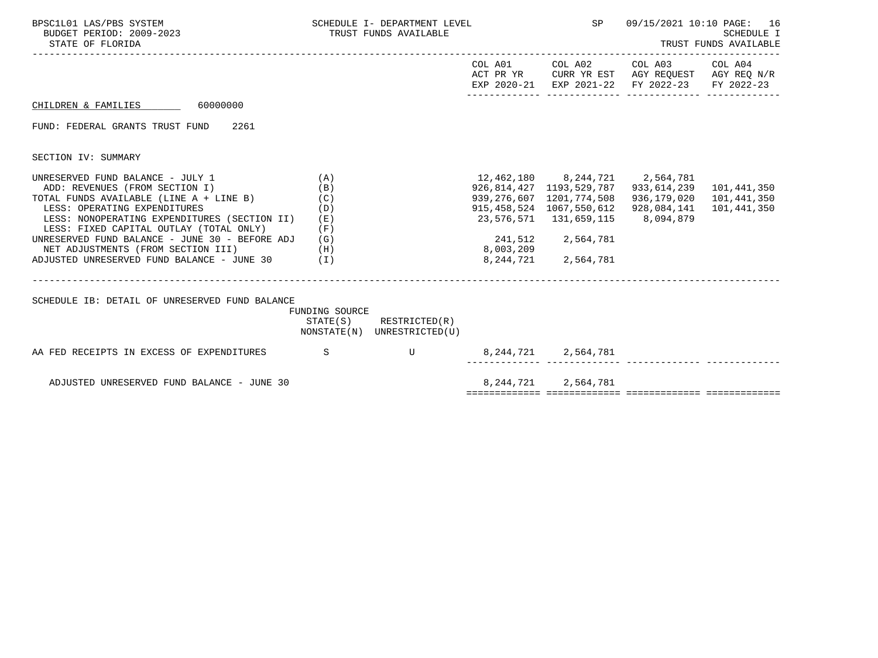SCHEDULE I- DEPARTMENT LEVEL
TRUST FUNDS AVAILABLE

SCHEDULE I
TRUST FUNDS AVAILABLE

## CHILDREN & FAMILIES 60000000

FUND: FEDERAL GRANTS TRUST FUND 2261

SECTION IV: SUMMARY

| | | COL A01 ACT PR YR EXP 2020-21 | COL A02 CURR YR EST EXP 2021-22 | COL A03 AGY REQUEST FY 2022-23 | COL A04 AGY REQ N/R FY 2022-23 |
|---|---|---|---|---|---|
| UNRESERVED FUND BALANCE - JULY 1 | (A) | 12,462,180 | 8,244,721 | 2,564,781 | |
| ADD: REVENUES (FROM SECTION I) | (B) | 926,814,427 | 1193,529,787 | 933,614,239 | 101,441,350 |
| TOTAL FUNDS AVAILABLE (LINE A + LINE B) | (C) | 939,276,607 | 1201,774,508 | 936,179,020 | 101,441,350 |
| LESS: OPERATING EXPENDITURES | (D) | 915,458,524 | 1067,550,612 | 928,084,141 | 101,441,350 |
| LESS: NONOPERATING EXPENDITURES (SECTION II) | (E) | 23,576,571 | 131,659,115 | 8,094,879 | |
| LESS: FIXED CAPITAL OUTLAY (TOTAL ONLY) | (F) | | | | |
| UNRESERVED FUND BALANCE - JUNE 30 - BEFORE ADJ | (G) | 241,512 | 2,564,781 | | |
| NET ADJUSTMENTS (FROM SECTION III) | (H) | 8,003,209 | | | |
| ADJUSTED UNRESERVED FUND BALANCE - JUNE 30 | (I) | 8,244,721 | 2,564,781 | | |

SCHEDULE IB: DETAIL OF UNRESERVED FUND BALANCE

| | FUNDING SOURCE STATE(S) NONSTATE(N) | RESTRICTED(R) UNRESTRICTED(U) | COL A01 | COL A02 | COL A03 | COL A04 |
|---|---|---|---|---|---|---|
| AA FED RECEIPTS IN EXCESS OF EXPENDITURES | S | U | 8,244,721 | 2,564,781 | | |
| ADJUSTED UNRESERVED FUND BALANCE - JUNE 30 | | | 8,244,721 | 2,564,781 | | |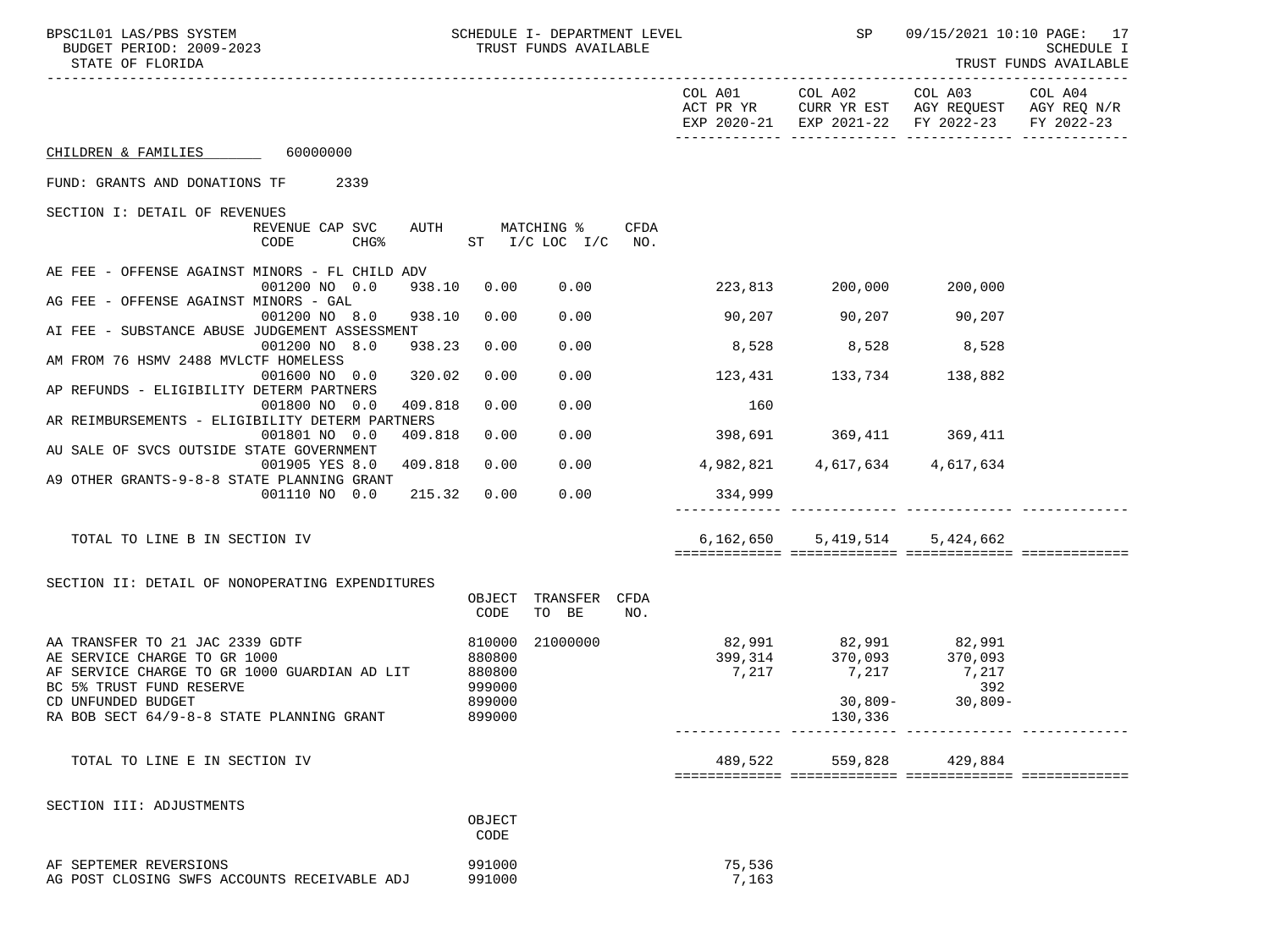CHILDREN & FAMILIES 60000000

FUND: GRANTS AND DONATIONS TF 2339

## SECTION I: DETAIL OF REVENUES

| Description | REVENUE CODE | CAP | SVC CHG% | AUTH | MATCHING % ST | I/C LOC | I/C | CFDA NO. | COL A01 ACT PR YR EXP 2020-21 | COL A02 CURR YR EST EXP 2021-22 | COL A03 AGY REQUEST FY 2022-23 | COL A04 AGY REQ N/R FY 2022-23 |
|---|---|---|---|---|---|---|---|---|---|---|---|---|
| AE FEE - OFFENSE AGAINST MINORS - FL CHILD ADV | 001200 | NO | 0.0 | 938.10 | 0.00 | 0.00 | | | 223,813 | 200,000 | 200,000 | |
| AG FEE - OFFENSE AGAINST MINORS - GAL | 001200 | NO | 8.0 | 938.10 | 0.00 | 0.00 | | | 90,207 | 90,207 | 90,207 | |
| AI FEE - SUBSTANCE ABUSE JUDGEMENT ASSESSMENT | 001200 | NO | 8.0 | 938.23 | 0.00 | 0.00 | | | 8,528 | 8,528 | 8,528 | |
| AM FROM 76 HSMV 2488 MVLCTF HOMELESS | 001600 | NO | 0.0 | 320.02 | 0.00 | 0.00 | | | 123,431 | 133,734 | 138,882 | |
| AP REFUNDS - ELIGIBILITY DETERM PARTNERS | 001800 | NO | 0.0 | 409.818 | 0.00 | 0.00 | | | 160 | | | |
| AR REIMBURSEMENTS - ELIGIBILITY DETERM PARTNERS | 001801 | NO | 0.0 | 409.818 | 0.00 | 0.00 | | | 398,691 | 369,411 | 369,411 | |
| AU SALE OF SVCS OUTSIDE STATE GOVERNMENT | 001905 | YES | 8.0 | 409.818 | 0.00 | 0.00 | | | 4,982,821 | 4,617,634 | 4,617,634 | |
| A9 OTHER GRANTS-9-8-8 STATE PLANNING GRANT | 001110 | NO | 0.0 | 215.32 | 0.00 | 0.00 | | | 334,999 | | | |
| TOTAL TO LINE B IN SECTION IV | | | | | | | | | 6,162,650 | 5,419,514 | 5,424,662 | |

## SECTION II: DETAIL OF NONOPERATING EXPENDITURES

| Description | OBJECT CODE | TRANSFER TO BE | CFDA NO. | COL A01 ACT PR YR EXP 2020-21 | COL A02 CURR YR EST EXP 2021-22 | COL A03 AGY REQUEST FY 2022-23 | COL A04 AGY REQ N/R FY 2022-23 |
|---|---|---|---|---|---|---|---|
| AA TRANSFER TO 21 JAC 2339 GDTF | 810000 | 21000000 | | 82,991 | 82,991 | 82,991 | |
| AE SERVICE CHARGE TO GR 1000 | 880800 | | | 399,314 | 370,093 | 370,093 | |
| AF SERVICE CHARGE TO GR 1000 GUARDIAN AD LIT | 880800 | | | 7,217 | 7,217 | 7,217 | |
| BC 5% TRUST FUND RESERVE | 999000 | | | | | 392 | |
| CD UNFUNDED BUDGET | 899000 | | | | 30,809- | 30,809- | |
| RA BOB SECT 64/9-8-8 STATE PLANNING GRANT | 899000 | | | | 130,336 | | |
| TOTAL TO LINE E IN SECTION IV | | | | 489,522 | 559,828 | 429,884 | |

## SECTION III: ADJUSTMENTS

| Description | OBJECT CODE | COL A01 ACT PR YR EXP 2020-21 | COL A02 CURR YR EST EXP 2021-22 | COL A03 AGY REQUEST FY 2022-23 | COL A04 AGY REQ N/R FY 2022-23 |
|---|---|---|---|---|---|
| AF SEPTEMER REVERSIONS | 991000 | 75,536 | | | |
| AG POST CLOSING SWFS ACCOUNTS RECEIVABLE ADJ | 991000 | 7,163 | | | |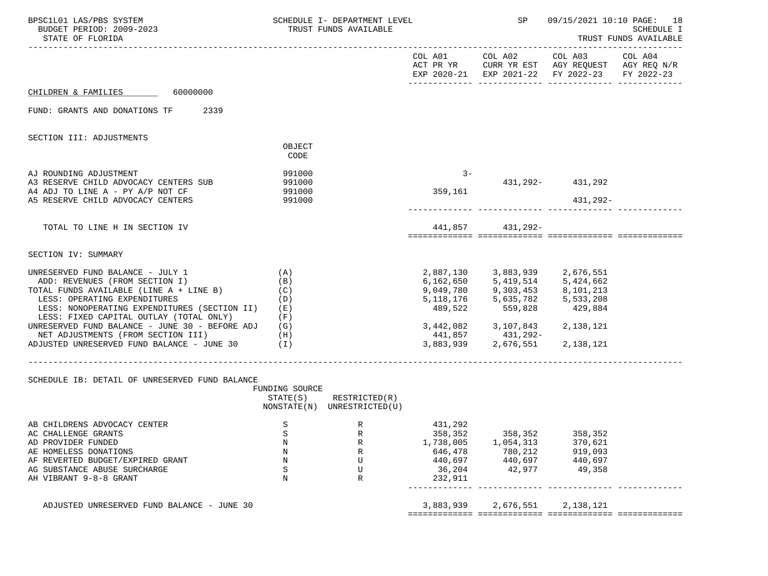CHILDREN & FAMILIES 60000000

FUND: GRANTS AND DONATIONS TF 2339

## SECTION III: ADJUSTMENTS

| | OBJECT CODE | COL A01 ACT PR YR EXP 2020-21 | COL A02 CURR YR EST EXP 2021-22 | COL A03 AGY REQUEST FY 2022-23 | COL A04 AGY REQ N/R FY 2022-23 |
|---|---|---|---|---|---|
| AJ ROUNDING ADJUSTMENT | 991000 | 3- | | | |
| A3 RESERVE CHILD ADVOCACY CENTERS SUB | 991000 | | 431,292- | 431,292 | |
| A4 ADJ TO LINE A - PY A/P NOT CF | 991000 | 359,161 | | | |
| A5 RESERVE CHILD ADVOCACY CENTERS | 991000 | | | 431,292- | |
| TOTAL TO LINE H IN SECTION IV | | 441,857 | 431,292- | | |

## SECTION IV: SUMMARY

| | | COL A01 ACT PR YR EXP 2020-21 | COL A02 CURR YR EST EXP 2021-22 | COL A03 AGY REQUEST FY 2022-23 | COL A04 AGY REQ N/R FY 2022-23 |
|---|---|---|---|---|---|
| UNRESERVED FUND BALANCE - JULY 1 | (A) | 2,887,130 | 3,883,939 | 2,676,551 | |
| ADD: REVENUES (FROM SECTION I) | (B) | 6,162,650 | 5,419,514 | 5,424,662 | |
| TOTAL FUNDS AVAILABLE (LINE A + LINE B) | (C) | 9,049,780 | 9,303,453 | 8,101,213 | |
| LESS: OPERATING EXPENDITURES | (D) | 5,118,176 | 5,635,782 | 5,533,208 | |
| LESS: NONOPERATING EXPENDITURES (SECTION II) | (E) | 489,522 | 559,828 | 429,884 | |
| LESS: FIXED CAPITAL OUTLAY (TOTAL ONLY) | (F) | | | | |
| UNRESERVED FUND BALANCE - JUNE 30 - BEFORE ADJ | (G) | 3,442,082 | 3,107,843 | 2,138,121 | |
| NET ADJUSTMENTS (FROM SECTION III) | (H) | 441,857 | 431,292- | | |
| ADJUSTED UNRESERVED FUND BALANCE - JUNE 30 | (I) | 3,883,939 | 2,676,551 | 2,138,121 | |

## SCHEDULE IB: DETAIL OF UNRESERVED FUND BALANCE

| | FUNDING SOURCE STATE(S) NONSTATE(N) | RESTRICTED(R) UNRESTRICTED(U) | COL A01 ACT PR YR EXP 2020-21 | COL A02 CURR YR EST EXP 2021-22 | COL A03 AGY REQUEST FY 2022-23 | COL A04 AGY REQ N/R FY 2022-23 |
|---|---|---|---|---|---|---|
| AB CHILDRENS ADVOCACY CENTER | S | R | 431,292 | | | |
| AC CHALLENGE GRANTS | S | R | 358,352 | 358,352 | 358,352 | |
| AD PROVIDER FUNDED | N | R | 1,738,005 | 1,054,313 | 370,621 | |
| AE HOMELESS DONATIONS | N | R | 646,478 | 780,212 | 919,093 | |
| AF REVERTED BUDGET/EXPIRED GRANT | N | U | 440,697 | 440,697 | 440,697 | |
| AG SUBSTANCE ABUSE SURCHARGE | S | U | 36,204 | 42,977 | 49,358 | |
| AH VIBRANT 9-8-8 GRANT | N | R | 232,911 | | | |
| ADJUSTED UNRESERVED FUND BALANCE - JUNE 30 | | | 3,883,939 | 2,676,551 | 2,138,121 | |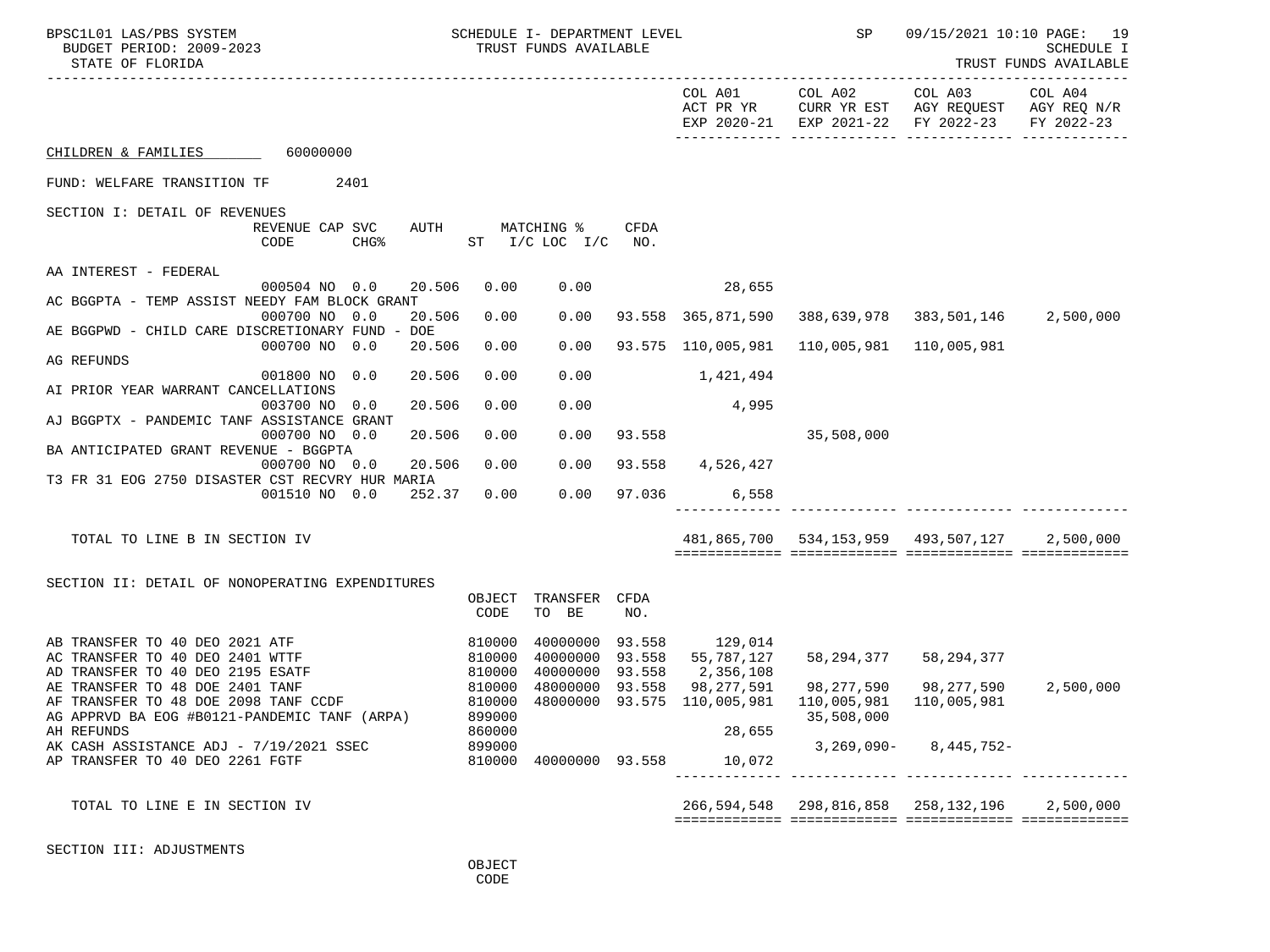CHILDREN & FAMILIES 60000000

FUND: WELFARE TRANSITION TF 2401

| | COL A01 ACT PR YR EXP 2020-21 | COL A02 CURR YR EST EXP 2021-22 | COL A03 AGY REQUEST FY 2022-23 | COL A04 AGY REQ N/R FY 2022-23 |
|---|---|---|---|---|

## SECTION I: DETAIL OF REVENUES

| Revenue | REVENUE CODE | CAP CHG% | SVC AUTH ST | MATCHING % I/C | LOC I/C | CFDA NO. | COL A01 | COL A02 | COL A03 | COL A04 |
|---|---|---|---|---|---|---|---|---|---|---|
| AA INTEREST - FEDERAL | 000504 | NO 0.0 | 20.506 | 0.00 | 0.00 | | 28,655 | | | |
| AC BGGPTA - TEMP ASSIST NEEDY FAM BLOCK GRANT | 000700 | NO 0.0 | 20.506 | 0.00 | 0.00 | 93.558 | 365,871,590 | 388,639,978 | 383,501,146 | 2,500,000 |
| AE BGGPWD - CHILD CARE DISCRETIONARY FUND - DOE | 000700 | NO 0.0 | 20.506 | 0.00 | 0.00 | 93.575 | 110,005,981 | 110,005,981 | 110,005,981 | |
| AG REFUNDS | 001800 | NO 0.0 | 20.506 | 0.00 | 0.00 | | 1,421,494 | | | |
| AI PRIOR YEAR WARRANT CANCELLATIONS | 003700 | NO 0.0 | 20.506 | 0.00 | 0.00 | | 4,995 | | | |
| AJ BGGPTX - PANDEMIC TANF ASSISTANCE GRANT | 000700 | NO 0.0 | 20.506 | 0.00 | 0.00 | 93.558 | | 35,508,000 | | |
| BA ANTICIPATED GRANT REVENUE - BGGPTA | 000700 | NO 0.0 | 20.506 | 0.00 | 0.00 | 93.558 | 4,526,427 | | | |
| T3 FR 31 EOG 2750 DISASTER CST RECVRY HUR MARIA | 001510 | NO 0.0 | 252.37 | 0.00 | 0.00 | 97.036 | 6,558 | | | |
| TOTAL TO LINE B IN SECTION IV | | | | | | | 481,865,700 | 534,153,959 | 493,507,127 | 2,500,000 |

## SECTION II: DETAIL OF NONOPERATING EXPENDITURES

| Expenditure | OBJECT CODE | TRANSFER TO BE | CFDA NO. | COL A01 | COL A02 | COL A03 | COL A04 |
|---|---|---|---|---|---|---|---|
| AB TRANSFER TO 40 DEO 2021 ATF | 810000 | 40000000 | 93.558 | 129,014 | | | |
| AC TRANSFER TO 40 DEO 2401 WTTF | 810000 | 40000000 | 93.558 | 55,787,127 | 58,294,377 | 58,294,377 | |
| AD TRANSFER TO 40 DEO 2195 ESATF | 810000 | 40000000 | 93.558 | 2,356,108 | | | |
| AE TRANSFER TO 48 DOE 2401 TANF | 810000 | 48000000 | 93.558 | 98,277,591 | 98,277,590 | 98,277,590 | 2,500,000 |
| AF TRANSFER TO 48 DOE 2098 TANF CCDF | 810000 | 48000000 | 93.575 | 110,005,981 | 110,005,981 | 110,005,981 | |
| AG APPRVD BA EOG #B0121-PANDEMIC TANF (ARPA) | 899000 | | | | 35,508,000 | | |
| AH REFUNDS | 860000 | | | 28,655 | | | |
| AK CASH ASSISTANCE ADJ - 7/19/2021 SSEC | 899000 | | | | 3,269,090- | 8,445,752- | |
| AP TRANSFER TO 40 DEO 2261 FGTF | 810000 | 40000000 | 93.558 | 10,072 | | | |
| TOTAL TO LINE E IN SECTION IV | | | | 266,594,548 | 298,816,858 | 258,132,196 | 2,500,000 |

## SECTION III: ADJUSTMENTS

OBJECT CODE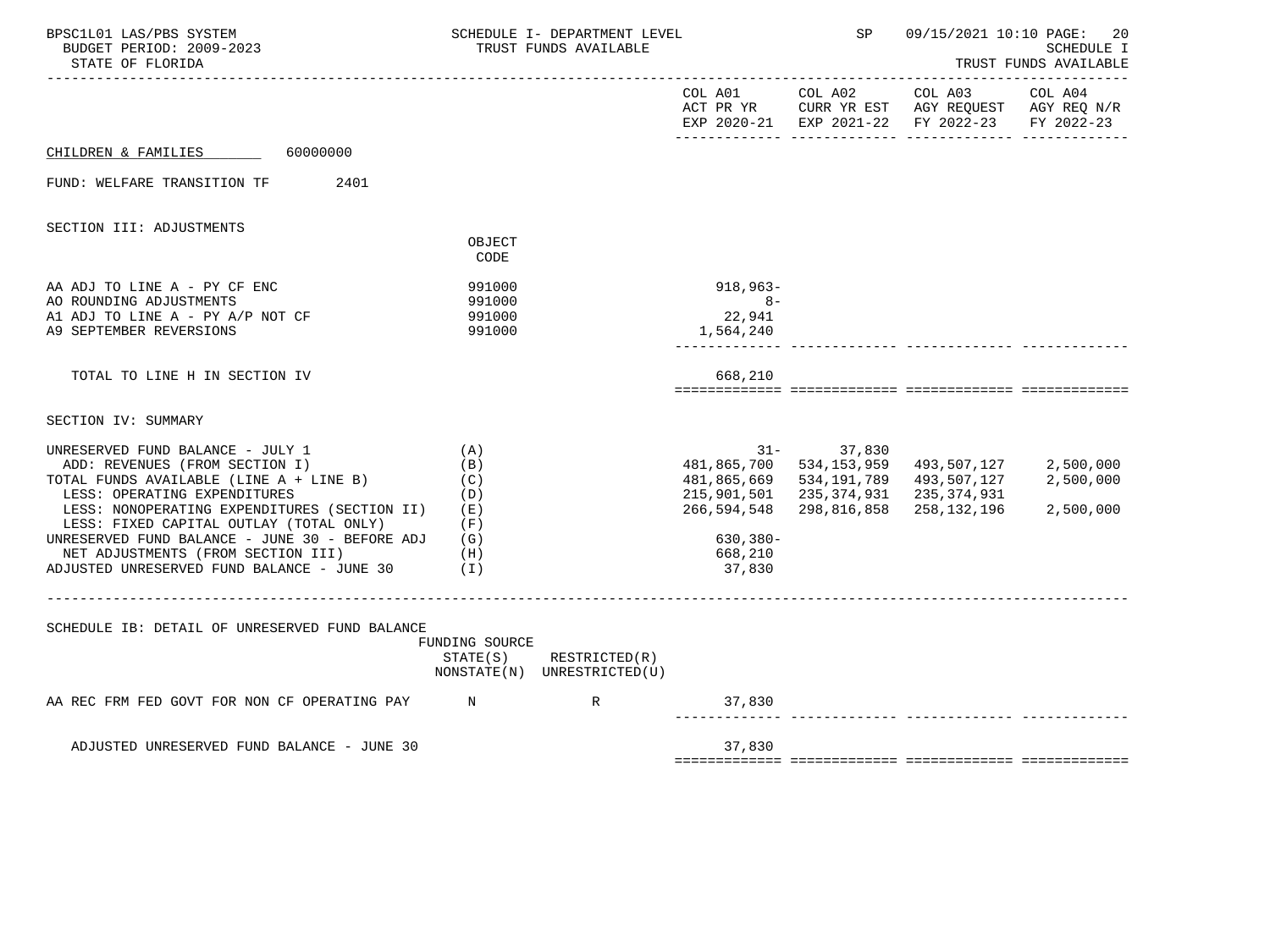CHILDREN & FAMILIES 60000000

FUND: WELFARE TRANSITION TF 2401

| | | COL A01 ACT PR YR EXP 2020-21 | COL A02 CURR YR EST EXP 2021-22 | COL A03 AGY REQUEST FY 2022-23 | COL A04 AGY REQ N/R FY 2022-23 |
|---|---|---|---|---|---|
| **SECTION III: ADJUSTMENTS** | OBJECT CODE | | | | |
| AA ADJ TO LINE A - PY CF ENC | 991000 | 918,963- | | | |
| AO ROUNDING ADJUSTMENTS | 991000 | 8- | | | |
| A1 ADJ TO LINE A - PY A/P NOT CF | 991000 | 22,941 | | | |
| A9 SEPTEMBER REVERSIONS | 991000 | 1,564,240 | | | |
| TOTAL TO LINE H IN SECTION IV | | 668,210 | | | |
| **SECTION IV: SUMMARY** | | | | | |
| UNRESERVED FUND BALANCE - JULY 1 | (A) | 31- | 37,830 | | |
| ADD: REVENUES (FROM SECTION I) | (B) | 481,865,700 | 534,153,959 | 493,507,127 | 2,500,000 |
| TOTAL FUNDS AVAILABLE (LINE A + LINE B) | (C) | 481,865,669 | 534,191,789 | 493,507,127 | 2,500,000 |
| LESS: OPERATING EXPENDITURES | (D) | 215,901,501 | 235,374,931 | 235,374,931 | |
| LESS: NONOPERATING EXPENDITURES (SECTION II) | (E) | 266,594,548 | 298,816,858 | 258,132,196 | 2,500,000 |
| LESS: FIXED CAPITAL OUTLAY (TOTAL ONLY) | (F) | | | | |
| UNRESERVED FUND BALANCE - JUNE 30 - BEFORE ADJ | (G) | 630,380- | | | |
| NET ADJUSTMENTS (FROM SECTION III) | (H) | 668,210 | | | |
| ADJUSTED UNRESERVED FUND BALANCE - JUNE 30 | (I) | 37,830 | | | |

SCHEDULE IB: DETAIL OF UNRESERVED FUND BALANCE

| | FUNDING SOURCE STATE(S) NONSTATE(N) | RESTRICTED(R) UNRESTRICTED(U) | COL A01 | COL A02 | COL A03 | COL A04 |
|---|---|---|---|---|---|---|
| AA REC FRM FED GOVT FOR NON CF OPERATING PAY | N | R | 37,830 | | | |
| ADJUSTED UNRESERVED FUND BALANCE - JUNE 30 | | | 37,830 | | | |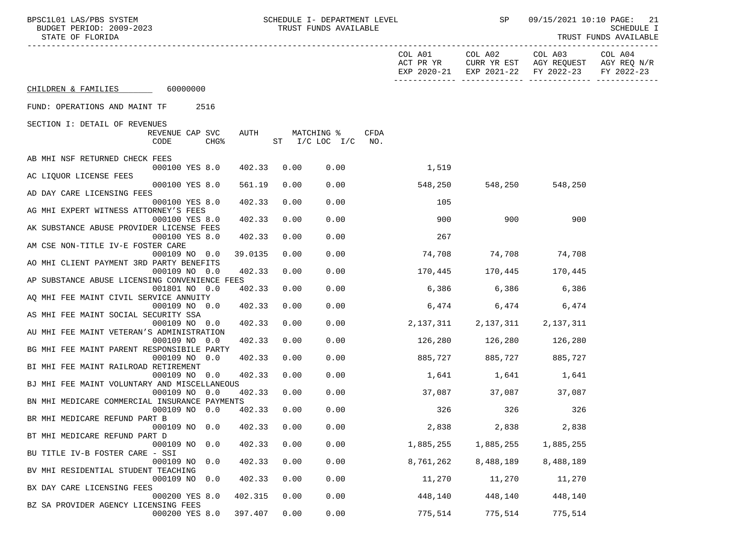SCHEDULE I- DEPARTMENT LEVEL
TRUST FUNDS AVAILABLE

BPSC1L01 LAS/PBS SYSTEM
BUDGET PERIOD: 2009-2023
STATE OF FLORIDA

SP 09/15/2021 10:10
SCHEDULE I
TRUST FUNDS AVAILABLE

CHILDREN & FAMILIES 60000000

FUND: OPERATIONS AND MAINT TF 2516

SECTION I: DETAIL OF REVENUES

| Description | REVENUE CODE | CAP CHG% | SVC | AUTH | ST | MATCHING % I/C LOC | I/C | CFDA NO. | COL A01 ACT PR YR EXP 2020-21 | COL A02 CURR YR EST EXP 2021-22 | COL A03 AGY REQUEST FY 2022-23 | COL A04 AGY REQ N/R FY 2022-23 |
|---|---|---|---|---|---|---|---|---|---|---|---|---|
| AB MHI NSF RETURNED CHECK FEES | 000100 | YES | 8.0 | 402.33 | 0.00 | 0.00 | | | 1,519 | | | |
| AC LIQUOR LICENSE FEES | 000100 | YES | 8.0 | 561.19 | 0.00 | 0.00 | | | 548,250 | 548,250 | 548,250 | |
| AD DAY CARE LICENSING FEES | 000100 | YES | 8.0 | 402.33 | 0.00 | 0.00 | | | 105 | | | |
| AG MHI EXPERT WITNESS ATTORNEY'S FEES | 000100 | YES | 8.0 | 402.33 | 0.00 | 0.00 | | | 900 | 900 | 900 | |
| AK SUBSTANCE ABUSE PROVIDER LICENSE FEES | 000100 | YES | 8.0 | 402.33 | 0.00 | 0.00 | | | 267 | | | |
| AM CSE NON-TITLE IV-E FOSTER CARE | 000109 | NO | 0.0 | 39.0135 | 0.00 | 0.00 | | | 74,708 | 74,708 | 74,708 | |
| AO MHI CLIENT PAYMENT 3RD PARTY BENEFITS | 000109 | NO | 0.0 | 402.33 | 0.00 | 0.00 | | | 170,445 | 170,445 | 170,445 | |
| AP SUBSTANCE ABUSE LICENSING CONVENIENCE FEES | 001801 | NO | 0.0 | 402.33 | 0.00 | 0.00 | | | 6,386 | 6,386 | 6,386 | |
| AQ MHI FEE MAINT CIVIL SERVICE ANNUITY | 000109 | NO | 0.0 | 402.33 | 0.00 | 0.00 | | | 6,474 | 6,474 | 6,474 | |
| AS MHI FEE MAINT SOCIAL SECURITY SSA | 000109 | NO | 0.0 | 402.33 | 0.00 | 0.00 | | | 2,137,311 | 2,137,311 | 2,137,311 | |
| AU MHI FEE MAINT VETERAN'S ADMINISTRATION | 000109 | NO | 0.0 | 402.33 | 0.00 | 0.00 | | | 126,280 | 126,280 | 126,280 | |
| BG MHI FEE MAINT PARENT RESPONSIBILE PARTY | 000109 | NO | 0.0 | 402.33 | 0.00 | 0.00 | | | 885,727 | 885,727 | 885,727 | |
| BI MHI FEE MAINT RAILROAD RETIREMENT | 000109 | NO | 0.0 | 402.33 | 0.00 | 0.00 | | | 1,641 | 1,641 | 1,641 | |
| BJ MHI FEE MAINT VOLUNTARY AND MISCELLANEOUS | 000109 | NO | 0.0 | 402.33 | 0.00 | 0.00 | | | 37,087 | 37,087 | 37,087 | |
| BN MHI MEDICARE COMMERCIAL INSURANCE PAYMENTS | 000109 | NO | 0.0 | 402.33 | 0.00 | 0.00 | | | 326 | 326 | 326 | |
| BR MHI MEDICARE REFUND PART B | 000109 | NO | 0.0 | 402.33 | 0.00 | 0.00 | | | 2,838 | 2,838 | 2,838 | |
| BT MHI MEDICARE REFUND PART D | 000109 | NO | 0.0 | 402.33 | 0.00 | 0.00 | | | 1,885,255 | 1,885,255 | 1,885,255 | |
| BU TITLE IV-B FOSTER CARE - SSI | 000109 | NO | 0.0 | 402.33 | 0.00 | 0.00 | | | 8,761,262 | 8,488,189 | 8,488,189 | |
| BV MHI RESIDENTIAL STUDENT TEACHING | 000109 | NO | 0.0 | 402.33 | 0.00 | 0.00 | | | 11,270 | 11,270 | 11,270 | |
| BX DAY CARE LICENSING FEES | 000200 | YES | 8.0 | 402.315 | 0.00 | 0.00 | | | 448,140 | 448,140 | 448,140 | |
| BZ SA PROVIDER AGENCY LICENSING FEES | 000200 | YES | 8.0 | 397.407 | 0.00 | 0.00 | | | 775,514 | 775,514 | 775,514 | |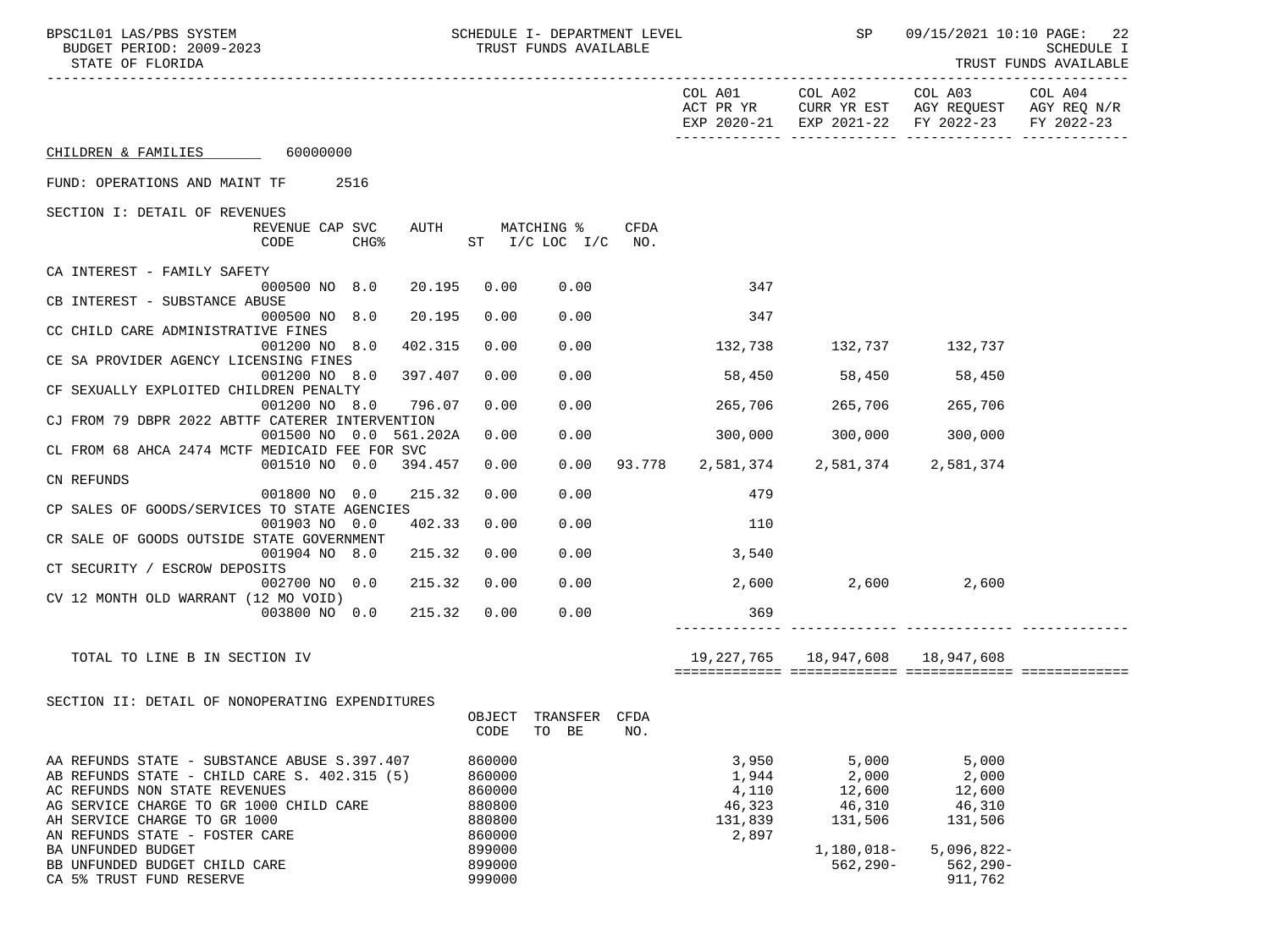CHILDREN & FAMILIES 60000000

FUND: OPERATIONS AND MAINT TF 2516

## SECTION I: DETAIL OF REVENUES

| | REVENUE CODE | CAP | SVC CHG% | AUTH | MATCHING % ST | I/C LOC | I/C | CFDA NO. | COL A01 ACT PR YR EXP 2020-21 | COL A02 CURR YR EST EXP 2021-22 | COL A03 AGY REQUEST FY 2022-23 | COL A04 AGY REQ N/R FY 2022-23 |
|---|---|---|---|---|---|---|---|---|---|---|---|---|
| CA INTEREST - FAMILY SAFETY | 000500 | NO | 8.0 | 20.195 | 0.00 | 0.00 | | | 347 | | | |
| CB INTEREST - SUBSTANCE ABUSE | 000500 | NO | 8.0 | 20.195 | 0.00 | 0.00 | | | 347 | | | |
| CC CHILD CARE ADMINISTRATIVE FINES | 001200 | NO | 8.0 | 402.315 | 0.00 | 0.00 | | | 132,738 | 132,737 | 132,737 | |
| CE SA PROVIDER AGENCY LICENSING FINES | 001200 | NO | 8.0 | 397.407 | 0.00 | 0.00 | | | 58,450 | 58,450 | 58,450 | |
| CF SEXUALLY EXPLOITED CHILDREN PENALTY | 001200 | NO | 8.0 | 796.07 | 0.00 | 0.00 | | | 265,706 | 265,706 | 265,706 | |
| CJ FROM 79 DBPR 2022 ABTTF CATERER INTERVENTION | 001500 | NO | 0.0 | 561.202A | 0.00 | 0.00 | | | 300,000 | 300,000 | 300,000 | |
| CL FROM 68 AHCA 2474 MCTF MEDICAID FEE FOR SVC | 001510 | NO | 0.0 | 394.457 | 0.00 | 0.00 | | 93.778 | 2,581,374 | 2,581,374 | 2,581,374 | |
| CN REFUNDS | 001800 | NO | 0.0 | 215.32 | 0.00 | 0.00 | | | 479 | | | |
| CP SALES OF GOODS/SERVICES TO STATE AGENCIES | 001903 | NO | 0.0 | 402.33 | 0.00 | 0.00 | | | 110 | | | |
| CR SALE OF GOODS OUTSIDE STATE GOVERNMENT | 001904 | NO | 8.0 | 215.32 | 0.00 | 0.00 | | | 3,540 | | | |
| CT SECURITY / ESCROW DEPOSITS | 002700 | NO | 0.0 | 215.32 | 0.00 | 0.00 | | | 2,600 | 2,600 | 2,600 | |
| CV 12 MONTH OLD WARRANT (12 MO VOID) | 003800 | NO | 0.0 | 215.32 | 0.00 | 0.00 | | | 369 | | | |
| TOTAL TO LINE B IN SECTION IV | | | | | | | | | 19,227,765 | 18,947,608 | 18,947,608 | |

## SECTION II: DETAIL OF NONOPERATING EXPENDITURES

| | OBJECT CODE | TRANSFER TO BE | CFDA NO. | COL A01 | COL A02 | COL A03 | COL A04 |
|---|---|---|---|---|---|---|---|
| AA REFUNDS STATE - SUBSTANCE ABUSE S.397.407 | 860000 | | | 3,950 | 5,000 | 5,000 | |
| AB REFUNDS STATE - CHILD CARE S. 402.315 (5) | 860000 | | | 1,944 | 2,000 | 2,000 | |
| AC REFUNDS NON STATE REVENUES | 860000 | | | 4,110 | 12,600 | 12,600 | |
| AG SERVICE CHARGE TO GR 1000 CHILD CARE | 880800 | | | 46,323 | 46,310 | 46,310 | |
| AH SERVICE CHARGE TO GR 1000 | 880800 | | | 131,839 | 131,506 | 131,506 | |
| AN REFUNDS STATE - FOSTER CARE | 860000 | | | 2,897 | | | |
| BA UNFUNDED BUDGET | 899000 | | | | 1,180,018- | 5,096,822- | |
| BB UNFUNDED BUDGET CHILD CARE | 899000 | | | | 562,290- | 562,290- | |
| CA 5% TRUST FUND RESERVE | 999000 | | | | | 911,762 | |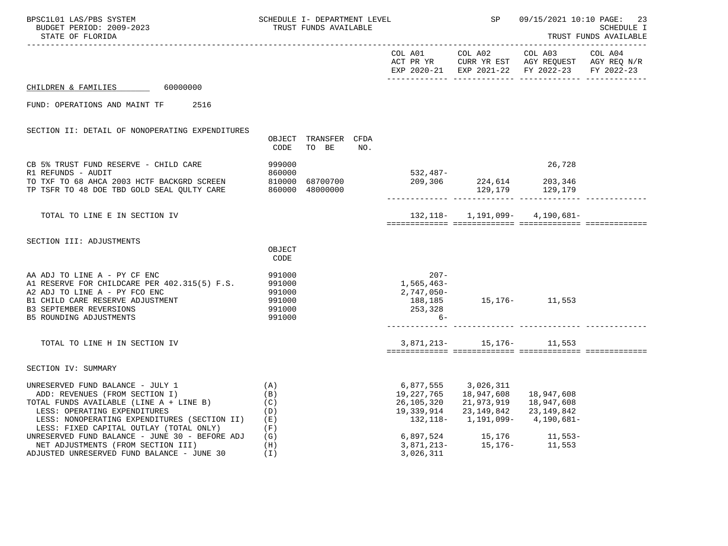SCHEDULE I- DEPARTMENT LEVEL
TRUST FUNDS AVAILABLE

STATE OF FLORIDA

SCHEDULE I
TRUST FUNDS AVAILABLE

CHILDREN & FAMILIES 60000000

FUND: OPERATIONS AND MAINT TF 2516

## SECTION II: DETAIL OF NONOPERATING EXPENDITURES

| | OBJECT CODE | TRANSFER TO BE | CFDA NO. | COL A01 ACT PR YR EXP 2020-21 | COL A02 CURR YR EST EXP 2021-22 | COL A03 AGY REQUEST FY 2022-23 | COL A04 AGY REQ N/R FY 2022-23 |
|---|---|---|---|---|---|---|---|
| CB 5% TRUST FUND RESERVE - CHILD CARE | 999000 | | | | | 26,728 | |
| R1 REFUNDS - AUDIT | 860000 | | | 532,487- | | | |
| TO TXF TO 68 AHCA 2003 HCTF BACKGRD SCREEN | 810000 | 68700700 | | 209,306 | 224,614 | 203,346 | |
| TP TSFR TO 48 DOE TBD GOLD SEAL QULTY CARE | 860000 | 48000000 | | | 129,179 | 129,179 | |
| TOTAL TO LINE E IN SECTION IV | | | | 132,118- | 1,191,099- | 4,190,681- | |

## SECTION III: ADJUSTMENTS

| | OBJECT CODE | COL A01 | COL A02 | COL A03 | COL A04 |
|---|---|---|---|---|---|
| AA ADJ TO LINE A - PY CF ENC | 991000 | 207- | | | |
| A1 RESERVE FOR CHILDCARE PER 402.315(5) F.S. | 991000 | 1,565,463- | | | |
| A2 ADJ TO LINE A - PY FCO ENC | 991000 | 2,747,050- | | | |
| B1 CHILD CARE RESERVE ADJUSTMENT | 991000 | 188,185 | 15,176- | 11,553 | |
| B3 SEPTEMBER REVERSIONS | 991000 | 253,328 | | | |
| B5 ROUNDING ADJUSTMENTS | 991000 | 6- | | | |
| TOTAL TO LINE H IN SECTION IV | | 3,871,213- | 15,176- | 11,553 | |

## SECTION IV: SUMMARY

| | | COL A01 | COL A02 | COL A03 | COL A04 |
|---|---|---|---|---|---|
| UNRESERVED FUND BALANCE - JULY 1 | (A) | 6,877,555 | 3,026,311 | | |
| ADD: REVENUES (FROM SECTION I) | (B) | 19,227,765 | 18,947,608 | 18,947,608 | |
| TOTAL FUNDS AVAILABLE (LINE A + LINE B) | (C) | 26,105,320 | 21,973,919 | 18,947,608 | |
| LESS: OPERATING EXPENDITURES | (D) | 19,339,914 | 23,149,842 | 23,149,842 | |
| LESS: NONOPERATING EXPENDITURES (SECTION II) | (E) | 132,118- | 1,191,099- | 4,190,681- | |
| LESS: FIXED CAPITAL OUTLAY (TOTAL ONLY) | (F) | | | | |
| UNRESERVED FUND BALANCE - JUNE 30 - BEFORE ADJ | (G) | 6,897,524 | 15,176 | 11,553- | |
| NET ADJUSTMENTS (FROM SECTION III) | (H) | 3,871,213- | 15,176- | 11,553 | |
| ADJUSTED UNRESERVED FUND BALANCE - JUNE 30 | (I) | 3,026,311 | | | |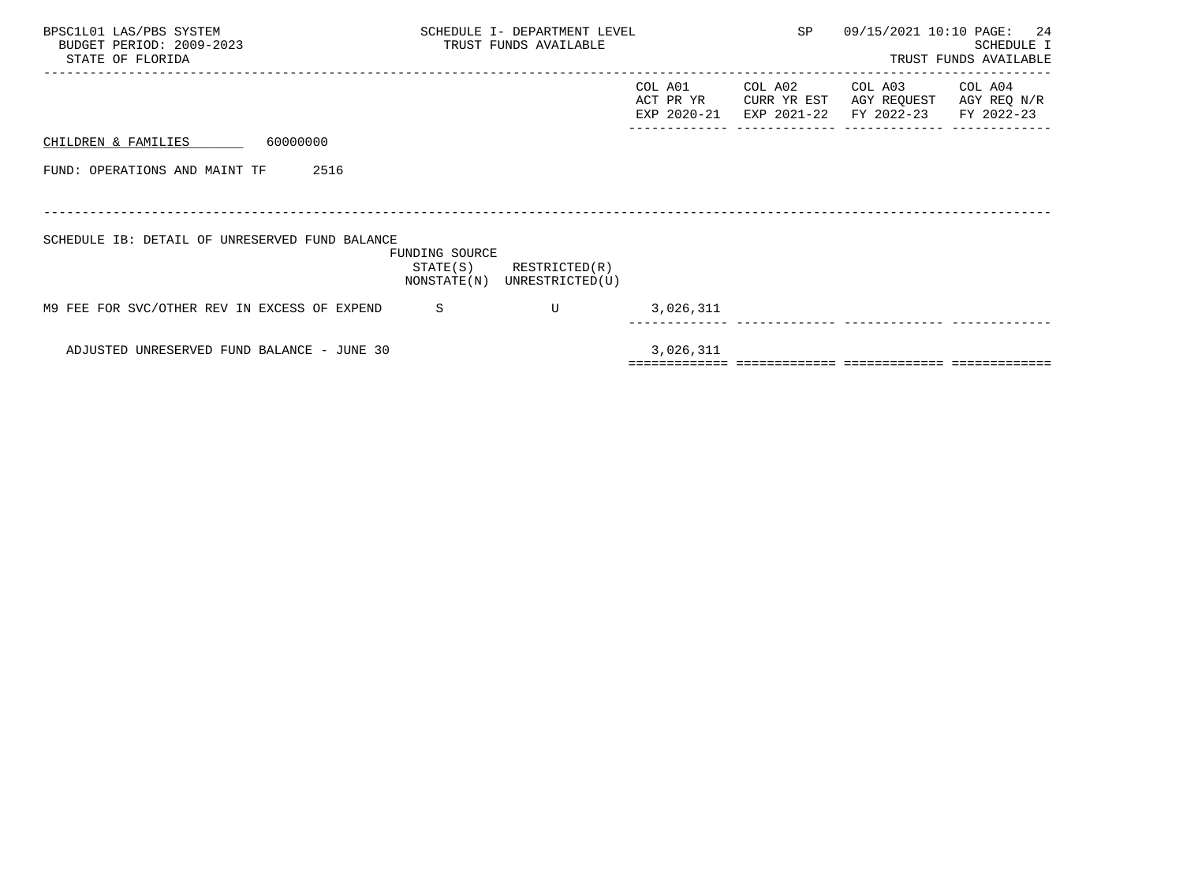BPSC1L01 LAS/PBS SYSTEM
BUDGET PERIOD: 2009-2023
STATE OF FLORIDA

SCHEDULE I- DEPARTMENT LEVEL
TRUST FUNDS AVAILABLE

SP 09/15/2021 10:10

SCHEDULE I
TRUST FUNDS AVAILABLE

CHILDREN & FAMILIES 60000000

FUND: OPERATIONS AND MAINT TF 2516

SCHEDULE IB: DETAIL OF UNRESERVED FUND BALANCE

| | FUNDING SOURCE STATE(S) NONSTATE(N) | RESTRICTED(R) UNRESTRICTED(U) | COL A01 ACT PR YR EXP 2020-21 | COL A02 CURR YR EST EXP 2021-22 | COL A03 AGY REQUEST FY 2022-23 | COL A04 AGY REQ N/R FY 2022-23 |
|---|---|---|---|---|---|---|
| M9 FEE FOR SVC/OTHER REV IN EXCESS OF EXPEND | S | U | 3,026,311 | | | |
| ADJUSTED UNRESERVED FUND BALANCE - JUNE 30 | | | 3,026,311 | | | |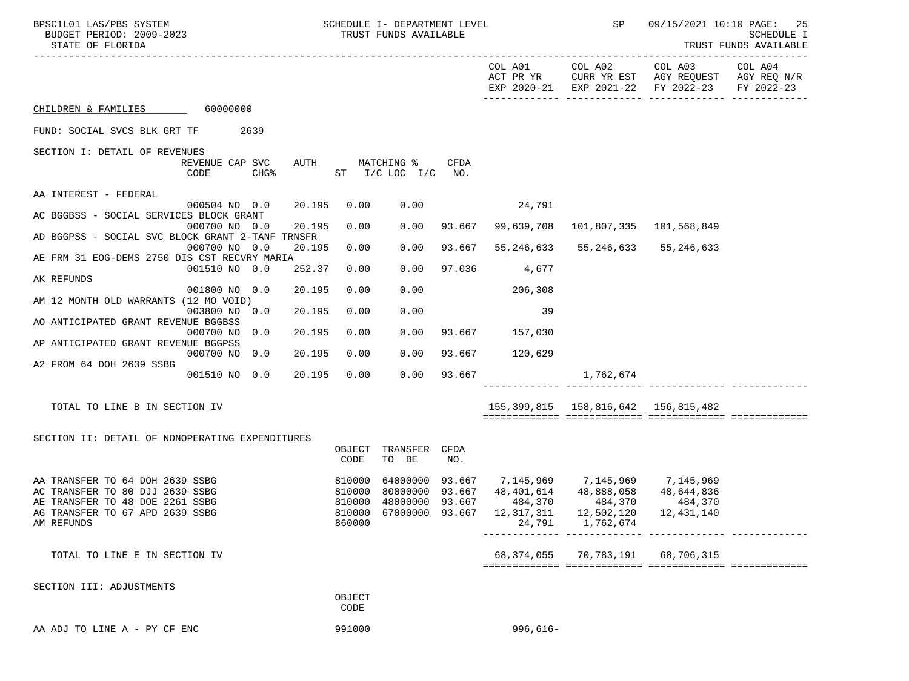BPSC1L01 LAS/PBS SYSTEM — SCHEDULE I- DEPARTMENT LEVEL — TRUST FUNDS AVAILABLE — SP 09/15/2021 10:10

BUDGET PERIOD: 2009-2023

STATE OF FLORIDA

SCHEDULE I — TRUST FUNDS AVAILABLE

## CHILDREN & FAMILIES 60000000

FUND: SOCIAL SVCS BLK GRT TF 2639

### SECTION I: DETAIL OF REVENUES

| | REVENUE CODE | CAP | SVC CHG% | AUTH ST | MATCHING % I/C | LOC I/C | CFDA NO. | COL A01 ACT PR YR EXP 2020-21 | COL A02 CURR YR EST EXP 2021-22 | COL A03 AGY REQUEST FY 2022-23 | COL A04 AGY REQ N/R FY 2022-23 |
|---|---|---|---|---|---|---|---|---|---|---|---|
| AA INTEREST - FEDERAL | 000504 | NO | 0.0 | 20.195 | 0.00 | 0.00 | | 24,791 | | | |
| AC BGGBSS - SOCIAL SERVICES BLOCK GRANT | 000700 | NO | 0.0 | 20.195 | 0.00 | 0.00 | 93.667 | 99,639,708 | 101,807,335 | 101,568,849 | |
| AD BGGPSS - SOCIAL SVC BLOCK GRANT 2-TANF TRNSFR | 000700 | NO | 0.0 | 20.195 | 0.00 | 0.00 | 93.667 | 55,246,633 | 55,246,633 | 55,246,633 | |
| AE FRM 31 EOG-DEMS 2750 DIS CST RECVRY MARIA | 001510 | NO | 0.0 | 252.37 | 0.00 | 0.00 | 97.036 | 4,677 | | | |
| AK REFUNDS | 001800 | NO | 0.0 | 20.195 | 0.00 | 0.00 | | 206,308 | | | |
| AM 12 MONTH OLD WARRANTS (12 MO VOID) | 003800 | NO | 0.0 | 20.195 | 0.00 | 0.00 | | 39 | | | |
| AO ANTICIPATED GRANT REVENUE BGGBSS | 000700 | NO | 0.0 | 20.195 | 0.00 | 0.00 | 93.667 | 157,030 | | | |
| AP ANTICIPATED GRANT REVENUE BGGPSS | 000700 | NO | 0.0 | 20.195 | 0.00 | 0.00 | 93.667 | 120,629 | | | |
| A2 FROM 64 DOH 2639 SSBG | 001510 | NO | 0.0 | 20.195 | 0.00 | 0.00 | 93.667 | | 1,762,674 | | |
| TOTAL TO LINE B IN SECTION IV | | | | | | | | 155,399,815 | 158,816,642 | 156,815,482 | |

### SECTION II: DETAIL OF NONOPERATING EXPENDITURES

| | OBJECT CODE | TRANSFER TO BE | CFDA NO. | COL A01 | COL A02 | COL A03 | COL A04 |
|---|---|---|---|---|---|---|---|
| AA TRANSFER TO 64 DOH 2639 SSBG | 810000 | 64000000 | 93.667 | 7,145,969 | 7,145,969 | 7,145,969 | |
| AC TRANSFER TO 80 DJJ 2639 SSBG | 810000 | 80000000 | 93.667 | 48,401,614 | 48,888,058 | 48,644,836 | |
| AE TRANSFER TO 48 DOE 2261 SSBG | 810000 | 48000000 | 93.667 | 484,370 | 484,370 | 484,370 | |
| AG TRANSFER TO 67 APD 2639 SSBG | 810000 | 67000000 | 93.667 | 12,317,311 | 12,502,120 | 12,431,140 | |
| AM REFUNDS | 860000 | | | 24,791 | 1,762,674 | | |
| TOTAL TO LINE E IN SECTION IV | | | | 68,374,055 | 70,783,191 | 68,706,315 | |

### SECTION III: ADJUSTMENTS

| | OBJECT CODE | COL A01 | COL A02 | COL A03 | COL A04 |
|---|---|---|---|---|---|
| AA ADJ TO LINE A - PY CF ENC | 991000 | 996,616- | | | |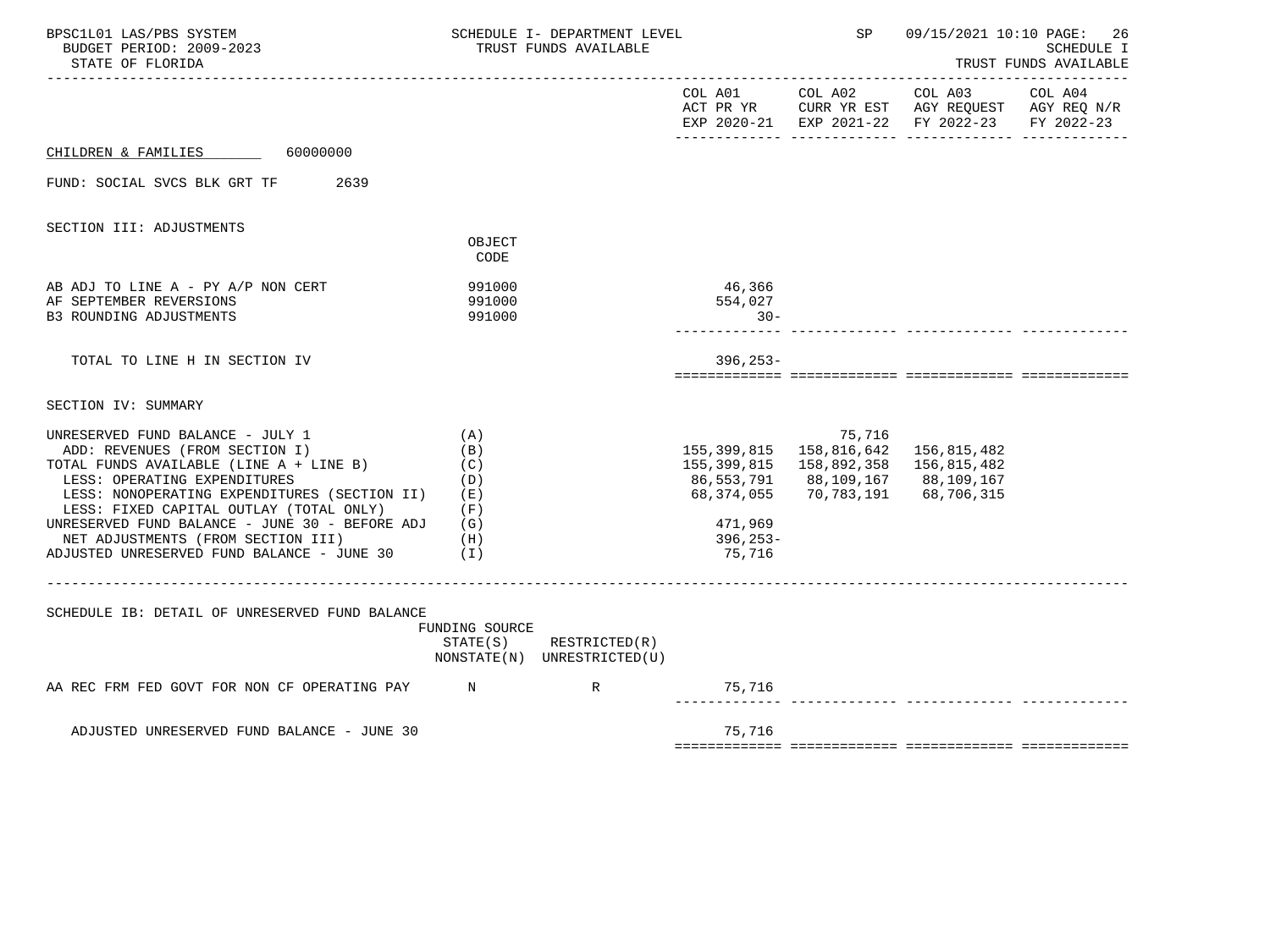BPSC1L01 LAS/PBS SYSTEM | SCHEDULE I- DEPARTMENT LEVEL | SP 09/15/2021 10:10 PAGE: 26
BUDGET PERIOD: 2009-2023 | TRUST FUNDS AVAILABLE | SCHEDULE I
STATE OF FLORIDA | | TRUST FUNDS AVAILABLE

| | | COL A01 ACT PR YR EXP 2020-21 | COL A02 CURR YR EST EXP 2021-22 | COL A03 AGY REQUEST FY 2022-23 | COL A04 AGY REQ N/R FY 2022-23 |
|---|---|---|---|---|---|

CHILDREN & FAMILIES 60000000

FUND: SOCIAL SVCS BLK GRT TF 2639

SECTION III: ADJUSTMENTS

| | OBJECT CODE | COL A01 | COL A02 | COL A03 | COL A04 |
|---|---|---|---|---|---|
| AB ADJ TO LINE A - PY A/P NON CERT | 991000 | 46,366 | | | |
| AF SEPTEMBER REVERSIONS | 991000 | 554,027 | | | |
| B3 ROUNDING ADJUSTMENTS | 991000 | 30- | | | |
| TOTAL TO LINE H IN SECTION IV | | 396,253- | | | |

SECTION IV: SUMMARY

| | | COL A01 | COL A02 | COL A03 | COL A04 |
|---|---|---|---|---|---|
| UNRESERVED FUND BALANCE - JULY 1 | (A) | | 75,716 | | |
| ADD: REVENUES (FROM SECTION I) | (B) | 155,399,815 | 158,816,642 | 156,815,482 | |
| TOTAL FUNDS AVAILABLE (LINE A + LINE B) | (C) | 155,399,815 | 158,892,358 | 156,815,482 | |
| LESS: OPERATING EXPENDITURES | (D) | 86,553,791 | 88,109,167 | 88,109,167 | |
| LESS: NONOPERATING EXPENDITURES (SECTION II) | (E) | 68,374,055 | 70,783,191 | 68,706,315 | |
| LESS: FIXED CAPITAL OUTLAY (TOTAL ONLY) | (F) | | | | |
| UNRESERVED FUND BALANCE - JUNE 30 - BEFORE ADJ | (G) | 471,969 | | | |
| NET ADJUSTMENTS (FROM SECTION III) | (H) | 396,253- | | | |
| ADJUSTED UNRESERVED FUND BALANCE - JUNE 30 | (I) | 75,716 | | | |

SCHEDULE IB: DETAIL OF UNRESERVED FUND BALANCE

| | FUNDING SOURCE STATE(S) NONSTATE(N) | RESTRICTED(R) UNRESTRICTED(U) | COL A01 | COL A02 | COL A03 | COL A04 |
|---|---|---|---|---|---|---|
| AA REC FRM FED GOVT FOR NON CF OPERATING PAY | N | R | 75,716 | | | |
| ADJUSTED UNRESERVED FUND BALANCE - JUNE 30 | | | 75,716 | | | |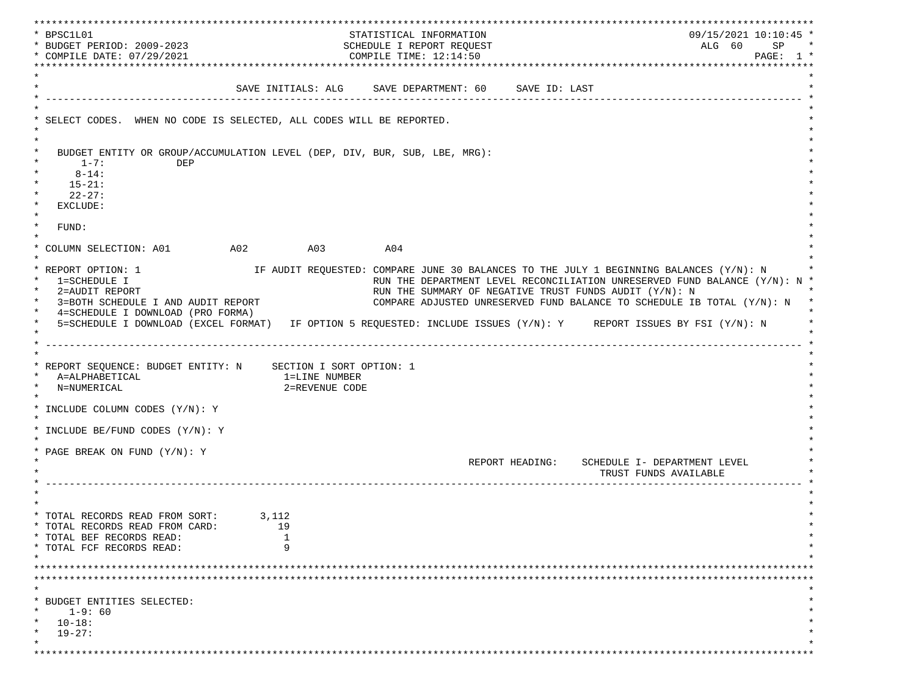```
*******************************************************************************************************************************
* BPSC1L01                                      STATISTICAL INFORMATION                                  09/15/2021 10:10:45 *
* BUDGET PERIOD: 2009-2023                     SCHEDULE I REPORT REQUEST                                  ALG  60     SP    *
* COMPILE DATE: 07/29/2021                      COMPILE TIME: 12:14:50                                              PAGE:  1 *
*******************************************************************************************************************************
*                                                                                                                             *
*                               SAVE INITIALS: ALG     SAVE DEPARTMENT: 60     SAVE ID: LAST                                  *
* --------------------------------------------------------------------------------------------------------------------------- *
*                                                                                                                             *
* SELECT CODES.  WHEN NO CODE IS SELECTED, ALL CODES WILL BE REPORTED.                                                        *
*                                                                                                                             *
*                                                                                                                             *
*   BUDGET ENTITY OR GROUP/ACCUMULATION LEVEL (DEP, DIV, BUR, SUB, LBE, MRG):                                                 *
*      1-7:           DEP                                                                                                     *
*     8-14:                                                                                                                   *
*    15-21:                                                                                                                   *
*    22-27:                                                                                                                   *
*   EXCLUDE:                                                                                                                  *
*                                                                                                                             *
*   FUND:                                                                                                                     *
*                                                                                                                             *
* COLUMN SELECTION: A01         A02         A03         A04                                                                   *
*                                                                                                                             *
* REPORT OPTION: 1                  IF AUDIT REQUESTED: COMPARE JUNE 30 BALANCES TO THE JULY 1 BEGINNING BALANCES (Y/N): N    *
*   1=SCHEDULE I                                        RUN THE DEPARTMENT LEVEL RECONCILIATION UNRESERVED FUND BALANCE (Y/N): N *
*   2=AUDIT REPORT                                      RUN THE SUMMARY OF NEGATIVE TRUST FUNDS AUDIT (Y/N): N                *
*   3=BOTH SCHEDULE I AND AUDIT REPORT                  COMPARE ADJUSTED UNRESERVED FUND BALANCE TO SCHEDULE IB TOTAL (Y/N): N  *
*   4=SCHEDULE I DOWNLOAD (PRO FORMA)                                                                                         *
*   5=SCHEDULE I DOWNLOAD (EXCEL FORMAT)   IF OPTION 5 REQUESTED: INCLUDE ISSUES (Y/N): Y     REPORT ISSUES BY FSI (Y/N): N   *
*                                                                                                                             *
* --------------------------------------------------------------------------------------------------------------------------- *
*                                                                                                                             *
* REPORT SEQUENCE: BUDGET ENTITY: N     SECTION I SORT OPTION: 1                                                              *
*   A=ALPHABETICAL                        1=LINE NUMBER                                                                       *
*   N=NUMERICAL                           2=REVENUE CODE                                                                      *
*                                                                                                                             *
* INCLUDE COLUMN CODES (Y/N): Y                                                                                               *
*                                                                                                                             *
* INCLUDE BE/FUND CODES (Y/N): Y                                                                                              *
*                                                                                                                             *
* PAGE BREAK ON FUND (Y/N): Y                                                                                                 *
*                                                                  REPORT HEADING:    SCHEDULE I- DEPARTMENT LEVEL            *
*                                                                                       TRUST FUNDS AVAILABLE                 *
* --------------------------------------------------------------------------------------------------------------------------- *
*                                                                                                                             *
*                                                                                                                             *
* TOTAL RECORDS READ FROM SORT:       3,112                                                                                    *
* TOTAL RECORDS READ FROM CARD:          19                                                                                    *
* TOTAL BEF RECORDS READ:                 1                                                                                    *
* TOTAL FCF RECORDS READ:                 9                                                                                    *
*                                                                                                                             *
*******************************************************************************************************************************
*******************************************************************************************************************************
*                                                                                                                             *
* BUDGET ENTITIES SELECTED:                                                                                                   *
*     1-9: 60                                                                                                                 *
*   10-18:                                                                                                                    *
*   19-27:                                                                                                                    *
*                                                                                                                             *
*******************************************************************************************************************************
```